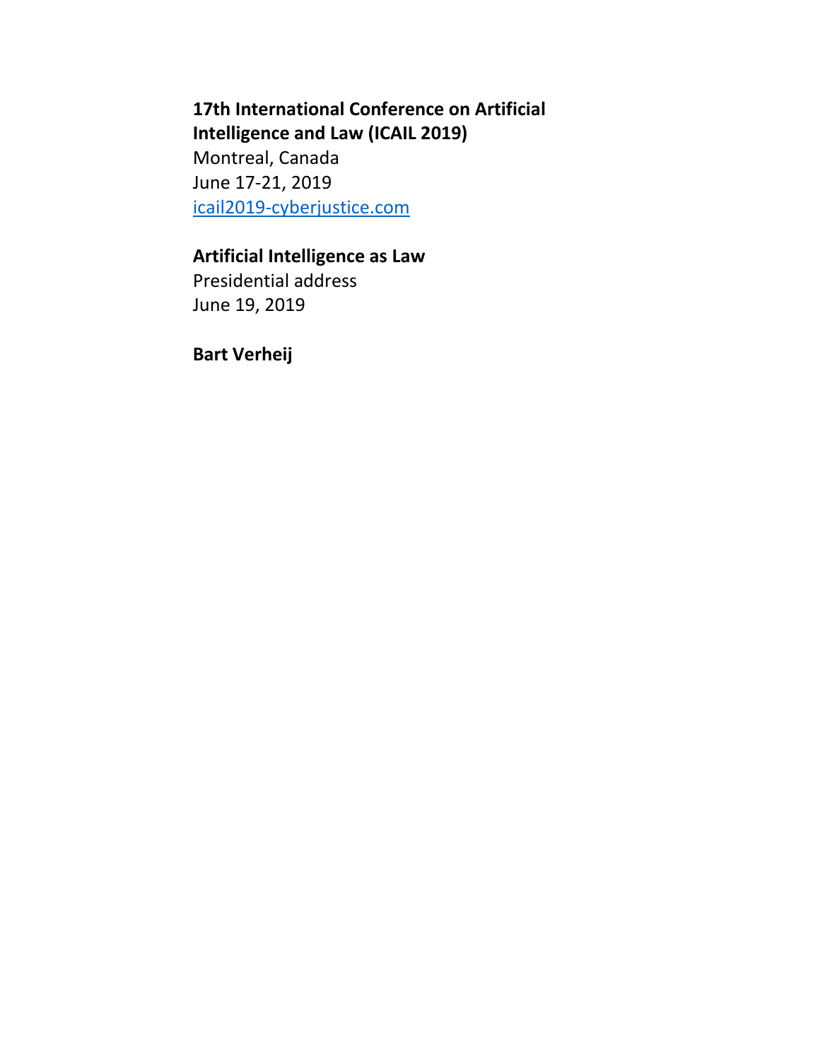**17th International Conference on Artificial Intelligence and Law (ICAIL 2019)**
Montreal, Canada
June 17-21, 2019
[icail2019-cyberjustice.com](icail2019-cyberjustice.com)

# Artificial Intelligence as Law

Presidential address
June 19, 2019

**Bart Verheij**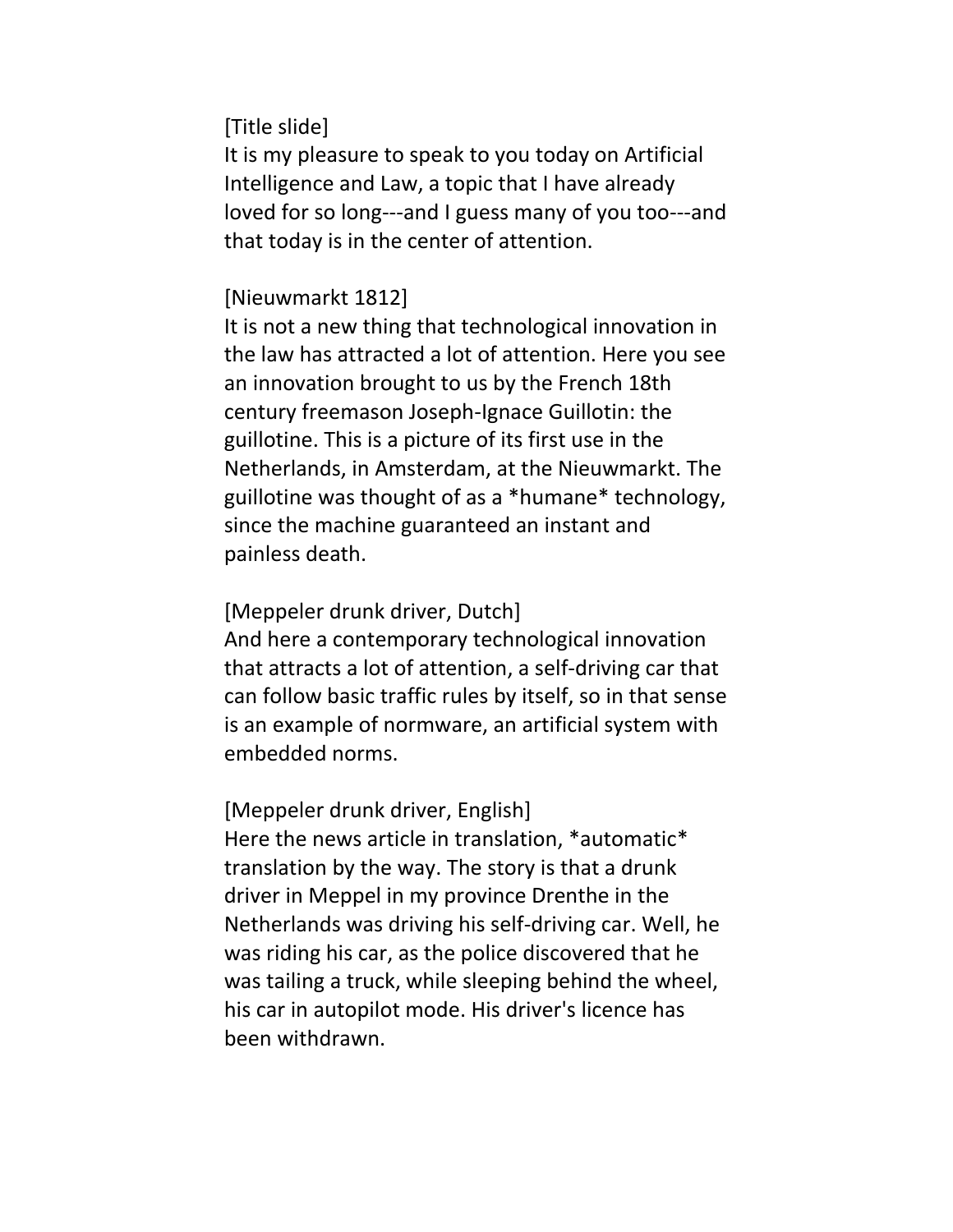[Title slide]
It is my pleasure to speak to you today on Artificial Intelligence and Law, a topic that I have already loved for so long---and I guess many of you too---and that today is in the center of attention.

[Nieuwmarkt 1812]
It is not a new thing that technological innovation in the law has attracted a lot of attention. Here you see an innovation brought to us by the French 18th century freemason Joseph-Ignace Guillotin: the guillotine. This is a picture of its first use in the Netherlands, in Amsterdam, at the Nieuwmarkt. The guillotine was thought of as a *humane* technology, since the machine guaranteed an instant and painless death.

[Meppeler drunk driver, Dutch]
And here a contemporary technological innovation that attracts a lot of attention, a self-driving car that can follow basic traffic rules by itself, so in that sense is an example of normware, an artificial system with embedded norms.

[Meppeler drunk driver, English]
Here the news article in translation, *automatic* translation by the way. The story is that a drunk driver in Meppel in my province Drenthe in the Netherlands was driving his self-driving car. Well, he was riding his car, as the police discovered that he was tailing a truck, while sleeping behind the wheel, his car in autopilot mode. His driver's licence has been withdrawn.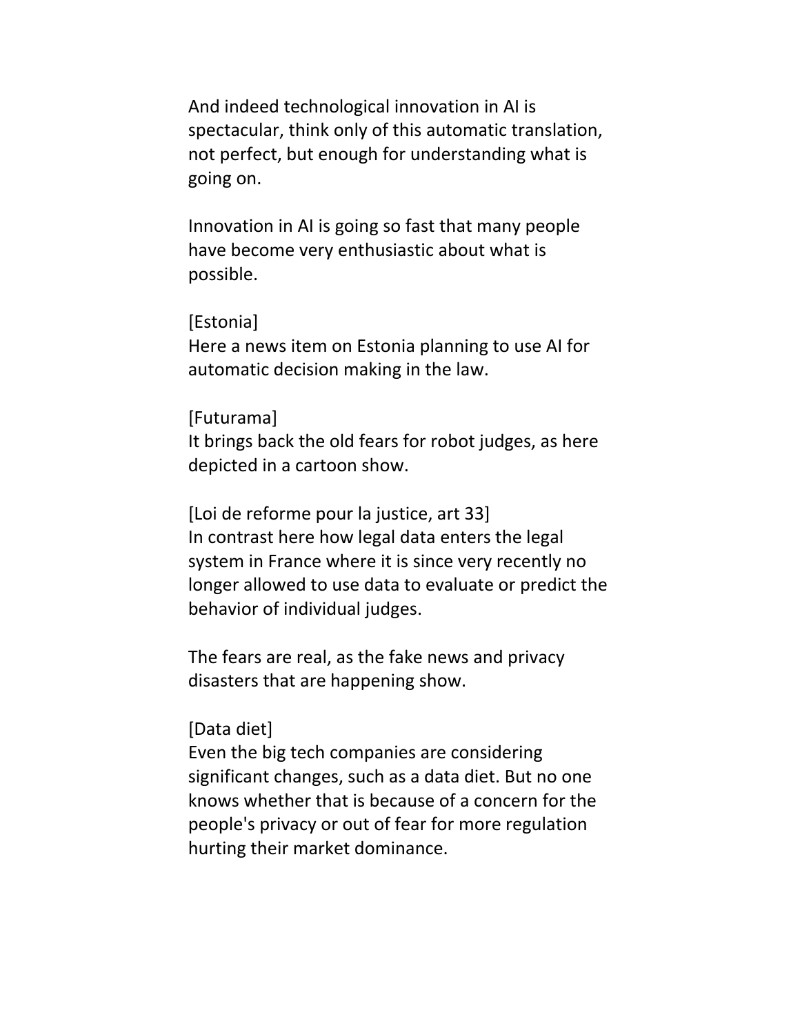And indeed technological innovation in AI is spectacular, think only of this automatic translation, not perfect, but enough for understanding what is going on.

Innovation in AI is going so fast that many people have become very enthusiastic about what is possible.

[Estonia]
Here a news item on Estonia planning to use AI for automatic decision making in the law.

[Futurama]
It brings back the old fears for robot judges, as here depicted in a cartoon show.

[Loi de reforme pour la justice, art 33]
In contrast here how legal data enters the legal system in France where it is since very recently no longer allowed to use data to evaluate or predict the behavior of individual judges.

The fears are real, as the fake news and privacy disasters that are happening show.

[Data diet]
Even the big tech companies are considering significant changes, such as a data diet. But no one knows whether that is because of a concern for the people's privacy or out of fear for more regulation hurting their market dominance.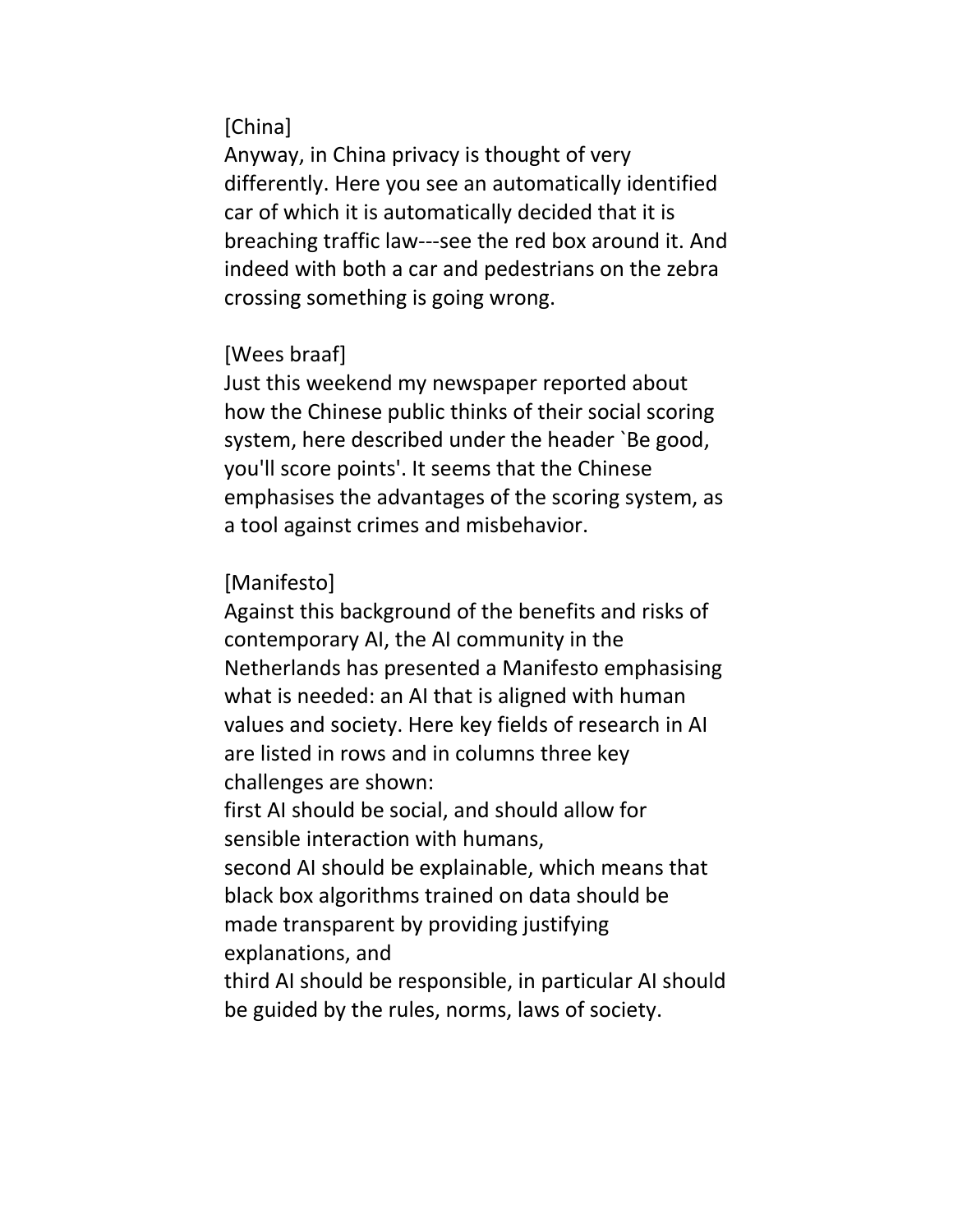[China]
Anyway, in China privacy is thought of very differently. Here you see an automatically identified car of which it is automatically decided that it is breaching traffic law---see the red box around it. And indeed with both a car and pedestrians on the zebra crossing something is going wrong.

[Wees braaf]
Just this weekend my newspaper reported about how the Chinese public thinks of their social scoring system, here described under the header `Be good, you'll score points'. It seems that the Chinese emphasises the advantages of the scoring system, as a tool against crimes and misbehavior.

[Manifesto]
Against this background of the benefits and risks of contemporary AI, the AI community in the Netherlands has presented a Manifesto emphasising what is needed: an AI that is aligned with human values and society. Here key fields of research in AI are listed in rows and in columns three key challenges are shown:
first AI should be social, and should allow for sensible interaction with humans,
second AI should be explainable, which means that black box algorithms trained on data should be made transparent by providing justifying explanations, and
third AI should be responsible, in particular AI should be guided by the rules, norms, laws of society.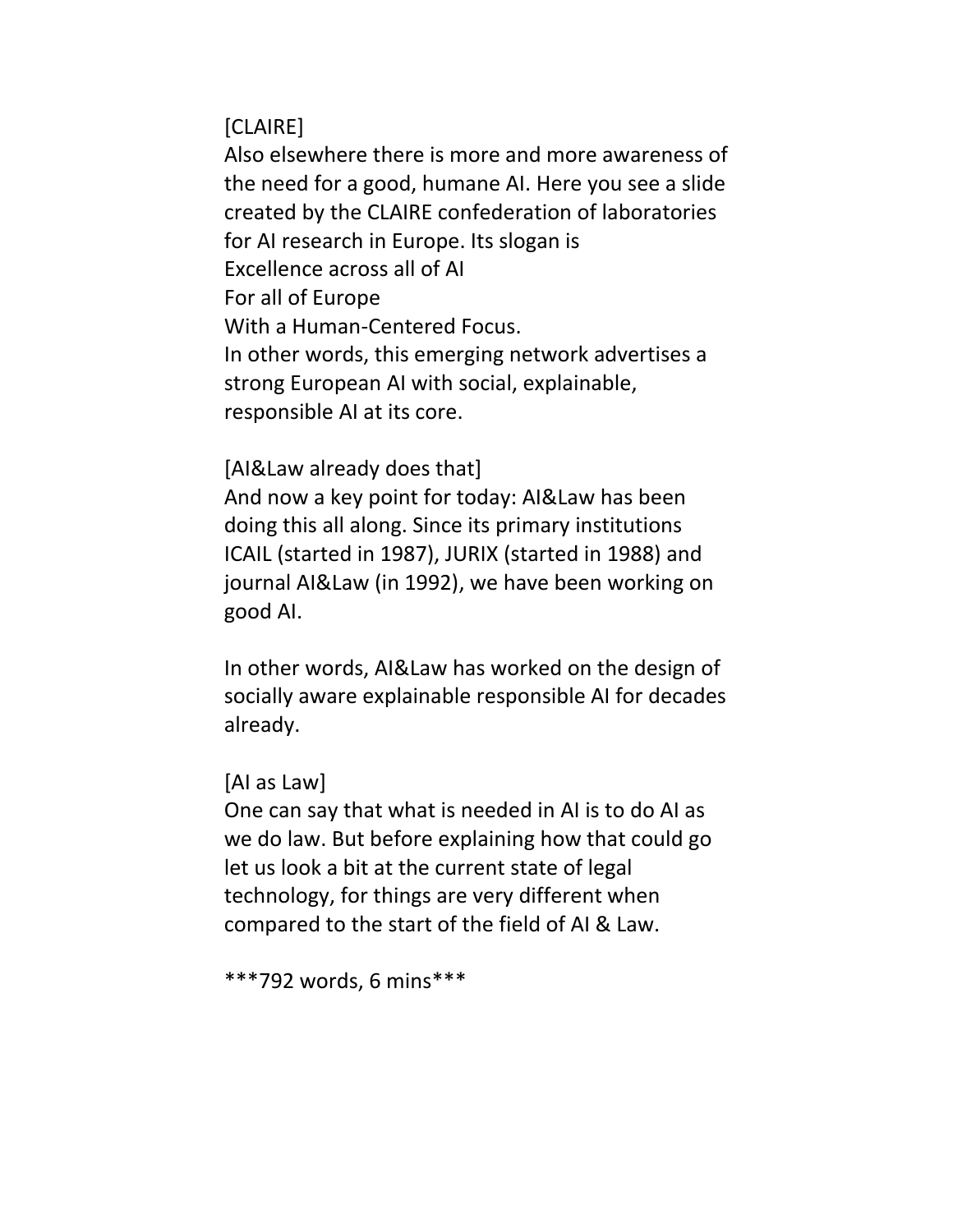[CLAIRE]
Also elsewhere there is more and more awareness of the need for a good, humane AI. Here you see a slide created by the CLAIRE confederation of laboratories for AI research in Europe. Its slogan is
Excellence across all of AI
For all of Europe
With a Human-Centered Focus.
In other words, this emerging network advertises a strong European AI with social, explainable, responsible AI at its core.

[AI&Law already does that]
And now a key point for today: AI&Law has been doing this all along. Since its primary institutions ICAIL (started in 1987), JURIX (started in 1988) and journal AI&Law (in 1992), we have been working on good AI.

In other words, AI&Law has worked on the design of socially aware explainable responsible AI for decades already.

[AI as Law]
One can say that what is needed in AI is to do AI as we do law. But before explaining how that could go let us look a bit at the current state of legal technology, for things are very different when compared to the start of the field of AI & Law.

***792 words, 6 mins***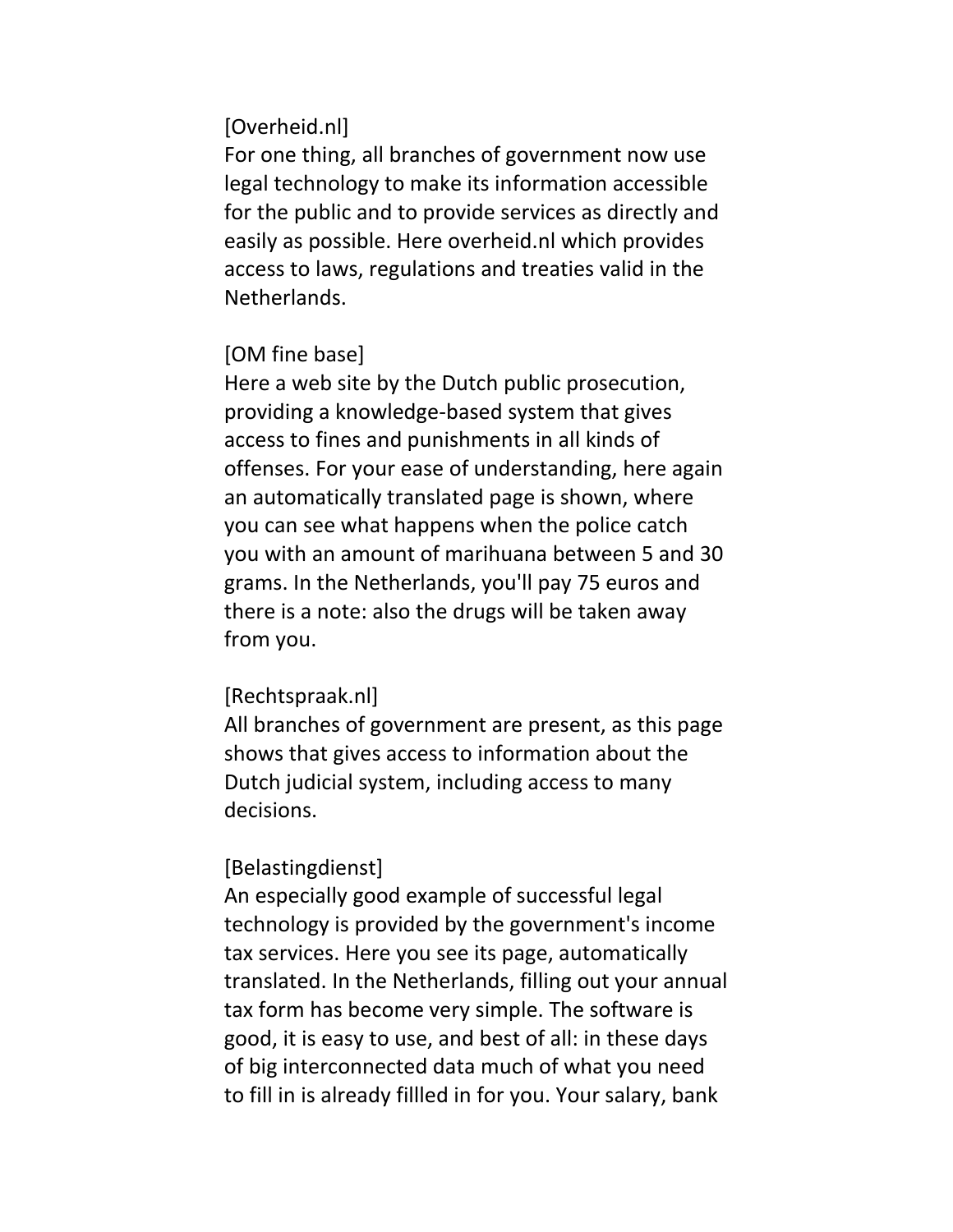[Overheid.nl]
For one thing, all branches of government now use legal technology to make its information accessible for the public and to provide services as directly and easily as possible. Here overheid.nl which provides access to laws, regulations and treaties valid in the Netherlands.

[OM fine base]
Here a web site by the Dutch public prosecution, providing a knowledge-based system that gives access to fines and punishments in all kinds of offenses. For your ease of understanding, here again an automatically translated page is shown, where you can see what happens when the police catch you with an amount of marihuana between 5 and 30 grams. In the Netherlands, you'll pay 75 euros and there is a note: also the drugs will be taken away from you.

[Rechtspraak.nl]
All branches of government are present, as this page shows that gives access to information about the Dutch judicial system, including access to many decisions.

[Belastingdienst]
An especially good example of successful legal technology is provided by the government's income tax services. Here you see its page, automatically translated. In the Netherlands, filling out your annual tax form has become very simple. The software is good, it is easy to use, and best of all: in these days of big interconnected data much of what you need to fill in is already fillled in for you. Your salary, bank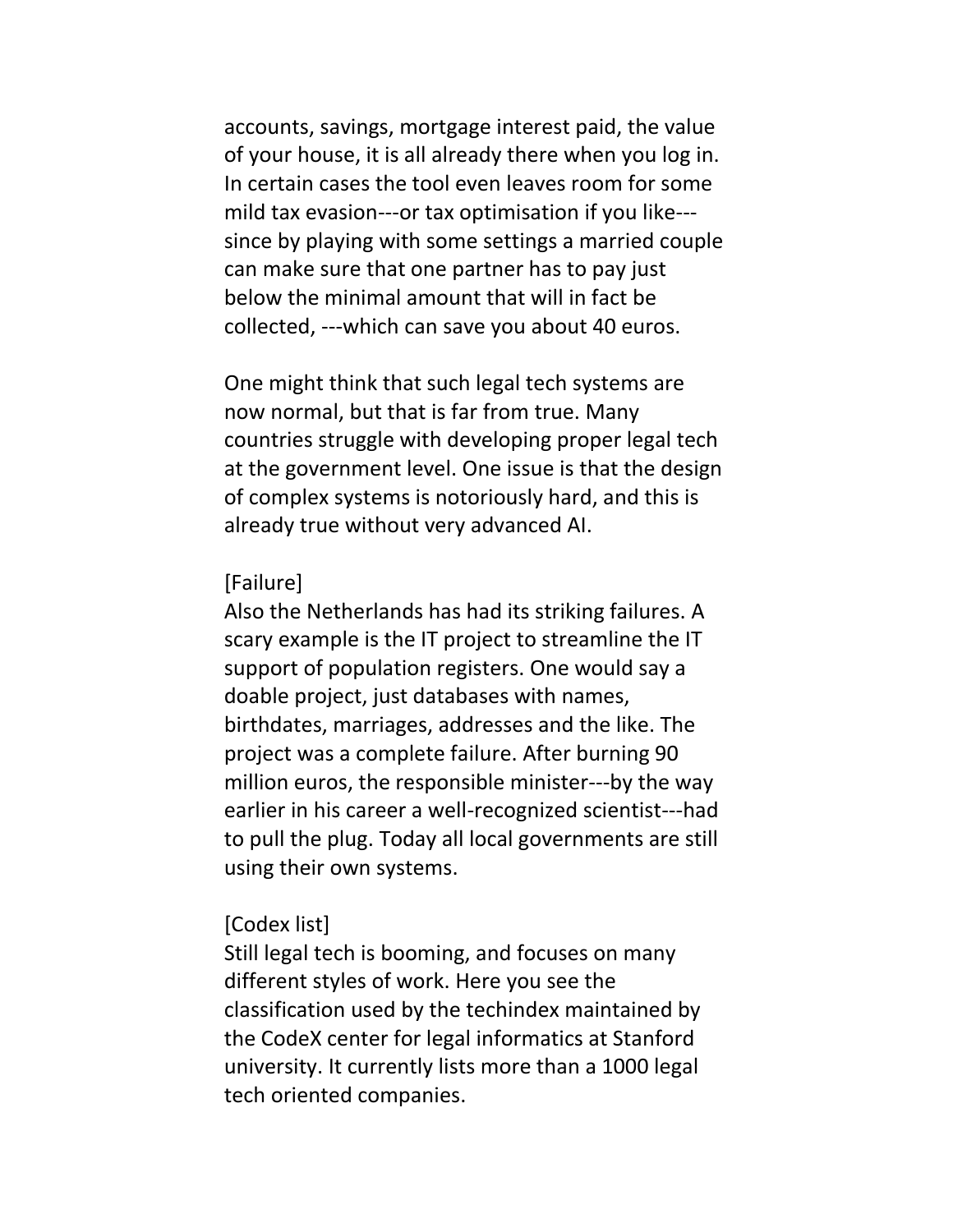accounts, savings, mortgage interest paid, the value of your house, it is all already there when you log in. In certain cases the tool even leaves room for some mild tax evasion---or tax optimisation if you like---since by playing with some settings a married couple can make sure that one partner has to pay just below the minimal amount that will in fact be collected, ---which can save you about 40 euros.

One might think that such legal tech systems are now normal, but that is far from true. Many countries struggle with developing proper legal tech at the government level. One issue is that the design of complex systems is notoriously hard, and this is already true without very advanced AI.

[Failure]
Also the Netherlands has had its striking failures. A scary example is the IT project to streamline the IT support of population registers. One would say a doable project, just databases with names, birthdates, marriages, addresses and the like. The project was a complete failure. After burning 90 million euros, the responsible minister---by the way earlier in his career a well-recognized scientist---had to pull the plug. Today all local governments are still using their own systems.

[Codex list]
Still legal tech is booming, and focuses on many different styles of work. Here you see the classification used by the techindex maintained by the CodeX center for legal informatics at Stanford university. It currently lists more than a 1000 legal tech oriented companies.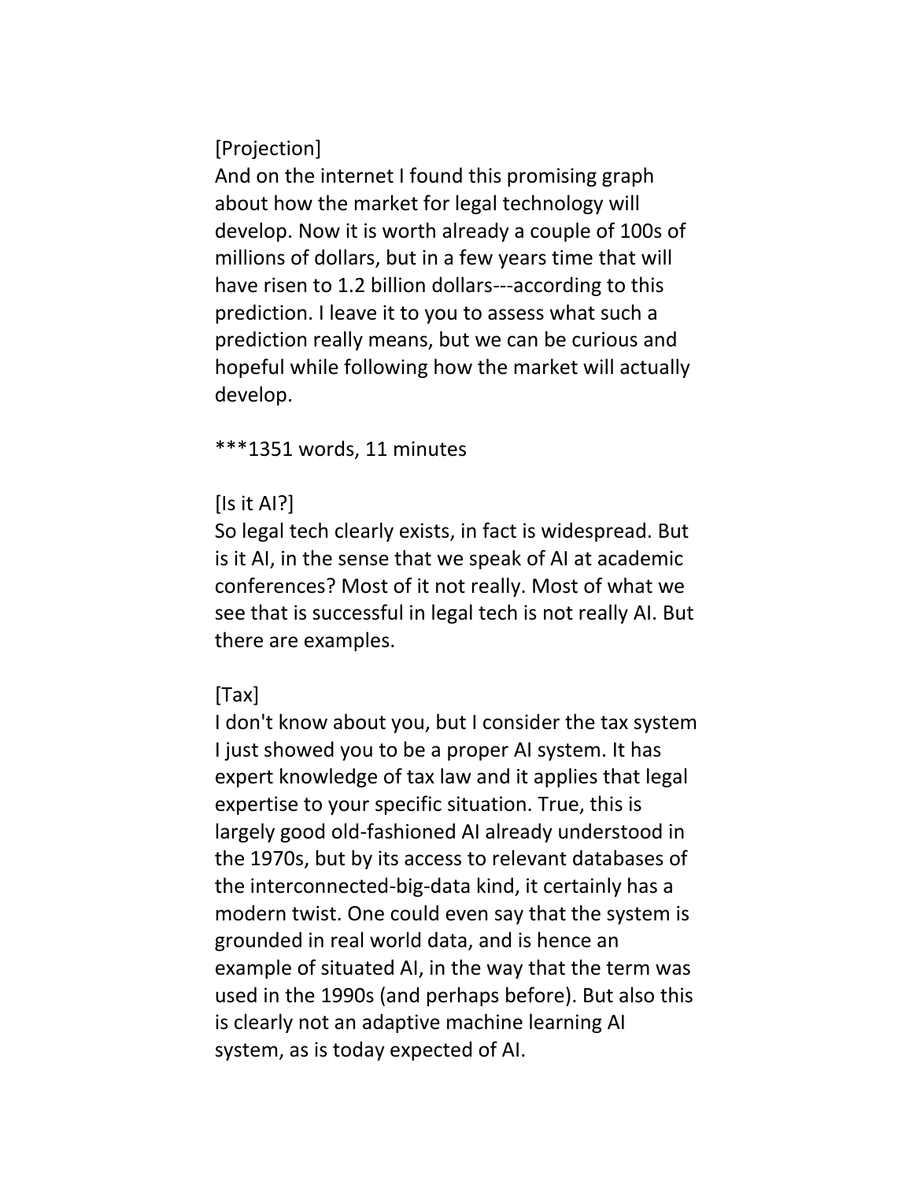[Projection]
And on the internet I found this promising graph about how the market for legal technology will develop. Now it is worth already a couple of 100s of millions of dollars, but in a few years time that will have risen to 1.2 billion dollars---according to this prediction. I leave it to you to assess what such a prediction really means, but we can be curious and hopeful while following how the market will actually develop.

***1351 words, 11 minutes

[Is it AI?]
So legal tech clearly exists, in fact is widespread. But is it AI, in the sense that we speak of AI at academic conferences? Most of it not really. Most of what we see that is successful in legal tech is not really AI. But there are examples.

[Tax]
I don't know about you, but I consider the tax system I just showed you to be a proper AI system. It has expert knowledge of tax law and it applies that legal expertise to your specific situation. True, this is largely good old-fashioned AI already understood in the 1970s, but by its access to relevant databases of the interconnected-big-data kind, it certainly has a modern twist. One could even say that the system is grounded in real world data, and is hence an example of situated AI, in the way that the term was used in the 1990s (and perhaps before). But also this is clearly not an adaptive machine learning AI system, as is today expected of AI.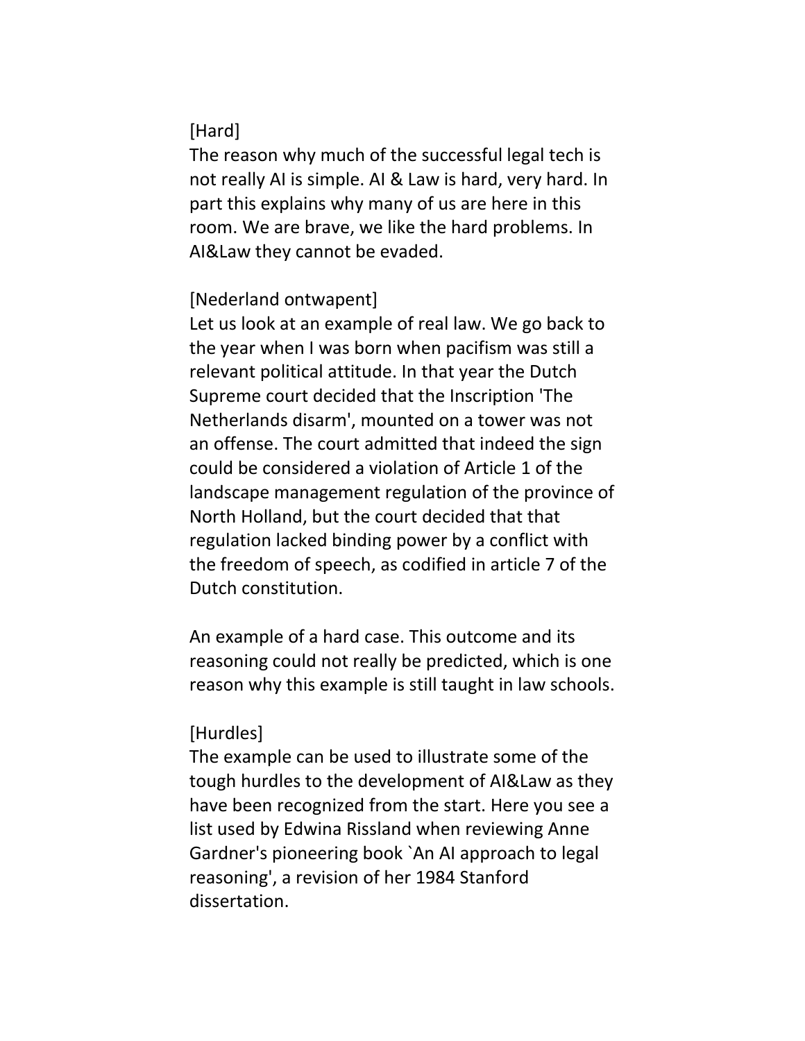[Hard]
The reason why much of the successful legal tech is not really AI is simple. AI & Law is hard, very hard. In part this explains why many of us are here in this room. We are brave, we like the hard problems. In AI&Law they cannot be evaded.

[Nederland ontwapent]
Let us look at an example of real law. We go back to the year when I was born when pacifism was still a relevant political attitude. In that year the Dutch Supreme court decided that the Inscription 'The Netherlands disarm', mounted on a tower was not an offense. The court admitted that indeed the sign could be considered a violation of Article 1 of the landscape management regulation of the province of North Holland, but the court decided that that regulation lacked binding power by a conflict with the freedom of speech, as codified in article 7 of the Dutch constitution.

An example of a hard case. This outcome and its reasoning could not really be predicted, which is one reason why this example is still taught in law schools.

[Hurdles]
The example can be used to illustrate some of the tough hurdles to the development of AI&Law as they have been recognized from the start. Here you see a list used by Edwina Rissland when reviewing Anne Gardner's pioneering book `An AI approach to legal reasoning', a revision of her 1984 Stanford dissertation.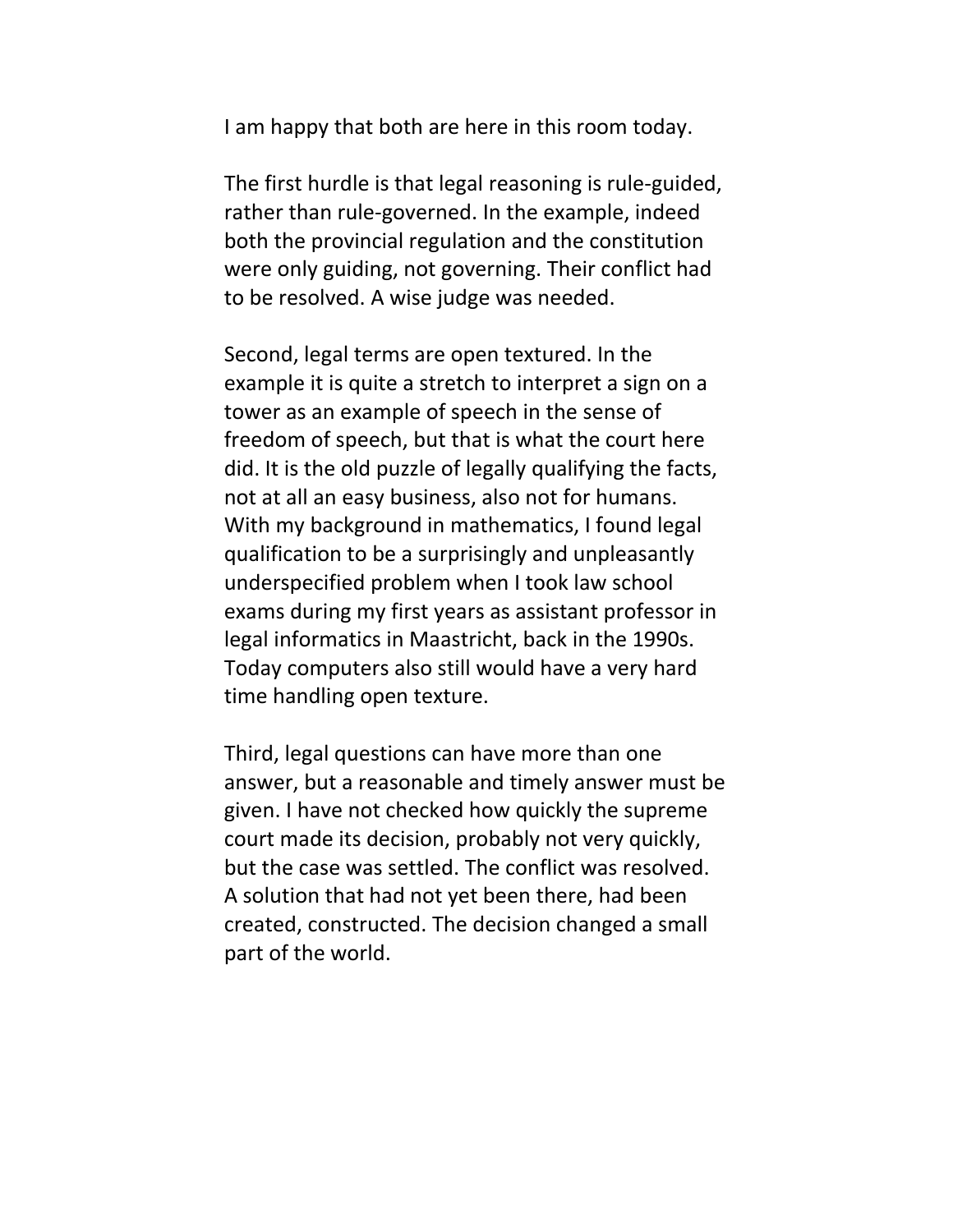I am happy that both are here in this room today.

The first hurdle is that legal reasoning is rule-guided, rather than rule-governed. In the example, indeed both the provincial regulation and the constitution were only guiding, not governing. Their conflict had to be resolved. A wise judge was needed.

Second, legal terms are open textured. In the example it is quite a stretch to interpret a sign on a tower as an example of speech in the sense of freedom of speech, but that is what the court here did. It is the old puzzle of legally qualifying the facts, not at all an easy business, also not for humans. With my background in mathematics, I found legal qualification to be a surprisingly and unpleasantly underspecified problem when I took law school exams during my first years as assistant professor in legal informatics in Maastricht, back in the 1990s. Today computers also still would have a very hard time handling open texture.

Third, legal questions can have more than one answer, but a reasonable and timely answer must be given. I have not checked how quickly the supreme court made its decision, probably not very quickly, but the case was settled. The conflict was resolved. A solution that had not yet been there, had been created, constructed. The decision changed a small part of the world.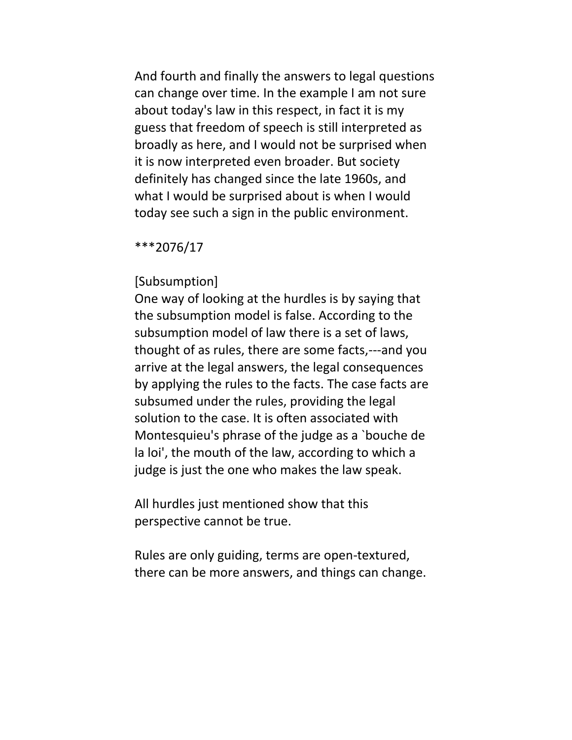And fourth and finally the answers to legal questions can change over time. In the example I am not sure about today's law in this respect, in fact it is my guess that freedom of speech is still interpreted as broadly as here, and I would not be surprised when it is now interpreted even broader. But society definitely has changed since the late 1960s, and what I would be surprised about is when I would today see such a sign in the public environment.

***2076/17

[Subsumption]
One way of looking at the hurdles is by saying that the subsumption model is false. According to the subsumption model of law there is a set of laws, thought of as rules, there are some facts,---and you arrive at the legal answers, the legal consequences by applying the rules to the facts. The case facts are subsumed under the rules, providing the legal solution to the case. It is often associated with Montesquieu's phrase of the judge as a `bouche de la loi', the mouth of the law, according to which a judge is just the one who makes the law speak.

All hurdles just mentioned show that this perspective cannot be true.

Rules are only guiding, terms are open-textured, there can be more answers, and things can change.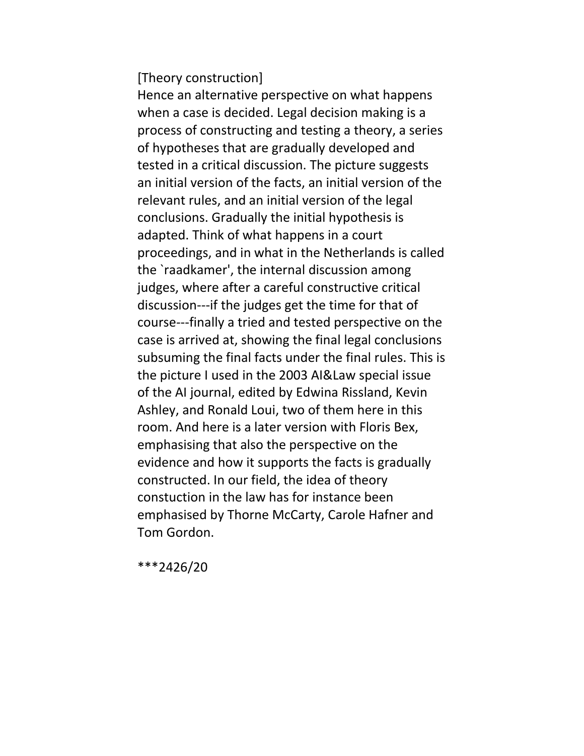[Theory construction]
Hence an alternative perspective on what happens when a case is decided. Legal decision making is a process of constructing and testing a theory, a series of hypotheses that are gradually developed and tested in a critical discussion. The picture suggests an initial version of the facts, an initial version of the relevant rules, and an initial version of the legal conclusions. Gradually the initial hypothesis is adapted. Think of what happens in a court proceedings, and in what in the Netherlands is called the `raadkamer', the internal discussion among judges, where after a careful constructive critical discussion---if the judges get the time for that of course---finally a tried and tested perspective on the case is arrived at, showing the final legal conclusions subsuming the final facts under the final rules. This is the picture I used in the 2003 AI&Law special issue of the AI journal, edited by Edwina Rissland, Kevin Ashley, and Ronald Loui, two of them here in this room. And here is a later version with Floris Bex, emphasising that also the perspective on the evidence and how it supports the facts is gradually constructed. In our field, the idea of theory constuction in the law has for instance been emphasised by Thorne McCarty, Carole Hafner and Tom Gordon.

***2426/20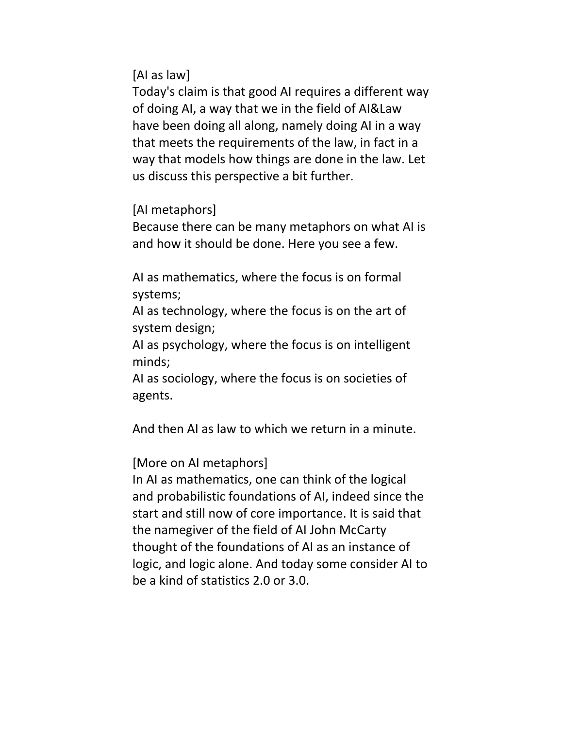[AI as law]
Today's claim is that good AI requires a different way of doing AI, a way that we in the field of AI&Law have been doing all along, namely doing AI in a way that meets the requirements of the law, in fact in a way that models how things are done in the law. Let us discuss this perspective a bit further.

[AI metaphors]
Because there can be many metaphors on what AI is and how it should be done. Here you see a few.

AI as mathematics, where the focus is on formal systems;
AI as technology, where the focus is on the art of system design;
AI as psychology, where the focus is on intelligent minds;
AI as sociology, where the focus is on societies of agents.

And then AI as law to which we return in a minute.

[More on AI metaphors]
In AI as mathematics, one can think of the logical and probabilistic foundations of AI, indeed since the start and still now of core importance. It is said that the namegiver of the field of AI John McCarty thought of the foundations of AI as an instance of logic, and logic alone. And today some consider AI to be a kind of statistics 2.0 or 3.0.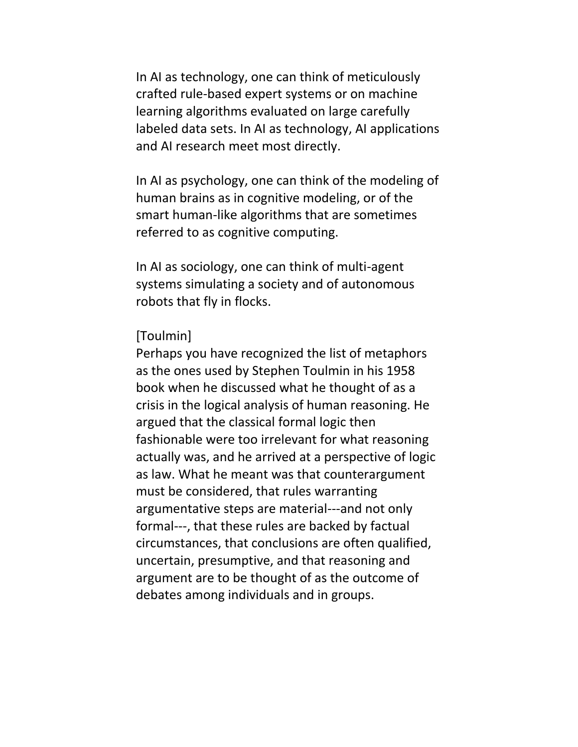In AI as technology, one can think of meticulously crafted rule-based expert systems or on machine learning algorithms evaluated on large carefully labeled data sets. In AI as technology, AI applications and AI research meet most directly.

In AI as psychology, one can think of the modeling of human brains as in cognitive modeling, or of the smart human-like algorithms that are sometimes referred to as cognitive computing.

In AI as sociology, one can think of multi-agent systems simulating a society and of autonomous robots that fly in flocks.

[Toulmin]
Perhaps you have recognized the list of metaphors as the ones used by Stephen Toulmin in his 1958 book when he discussed what he thought of as a crisis in the logical analysis of human reasoning. He argued that the classical formal logic then fashionable were too irrelevant for what reasoning actually was, and he arrived at a perspective of logic as law. What he meant was that counterargument must be considered, that rules warranting argumentative steps are material---and not only formal---, that these rules are backed by factual circumstances, that conclusions are often qualified, uncertain, presumptive, and that reasoning and argument are to be thought of as the outcome of debates among individuals and in groups.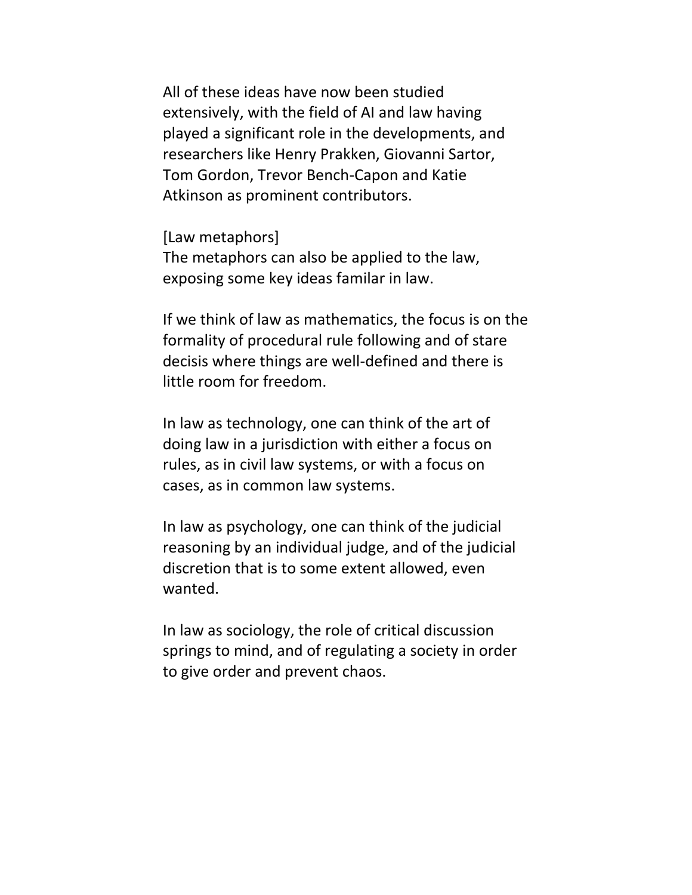All of these ideas have now been studied extensively, with the field of AI and law having played a significant role in the developments, and researchers like Henry Prakken, Giovanni Sartor, Tom Gordon, Trevor Bench-Capon and Katie Atkinson as prominent contributors.

[Law metaphors]
The metaphors can also be applied to the law, exposing some key ideas familar in law.

If we think of law as mathematics, the focus is on the formality of procedural rule following and of stare decisis where things are well-defined and there is little room for freedom.

In law as technology, one can think of the art of doing law in a jurisdiction with either a focus on rules, as in civil law systems, or with a focus on cases, as in common law systems.

In law as psychology, one can think of the judicial reasoning by an individual judge, and of the judicial discretion that is to some extent allowed, even wanted.

In law as sociology, the role of critical discussion springs to mind, and of regulating a society in order to give order and prevent chaos.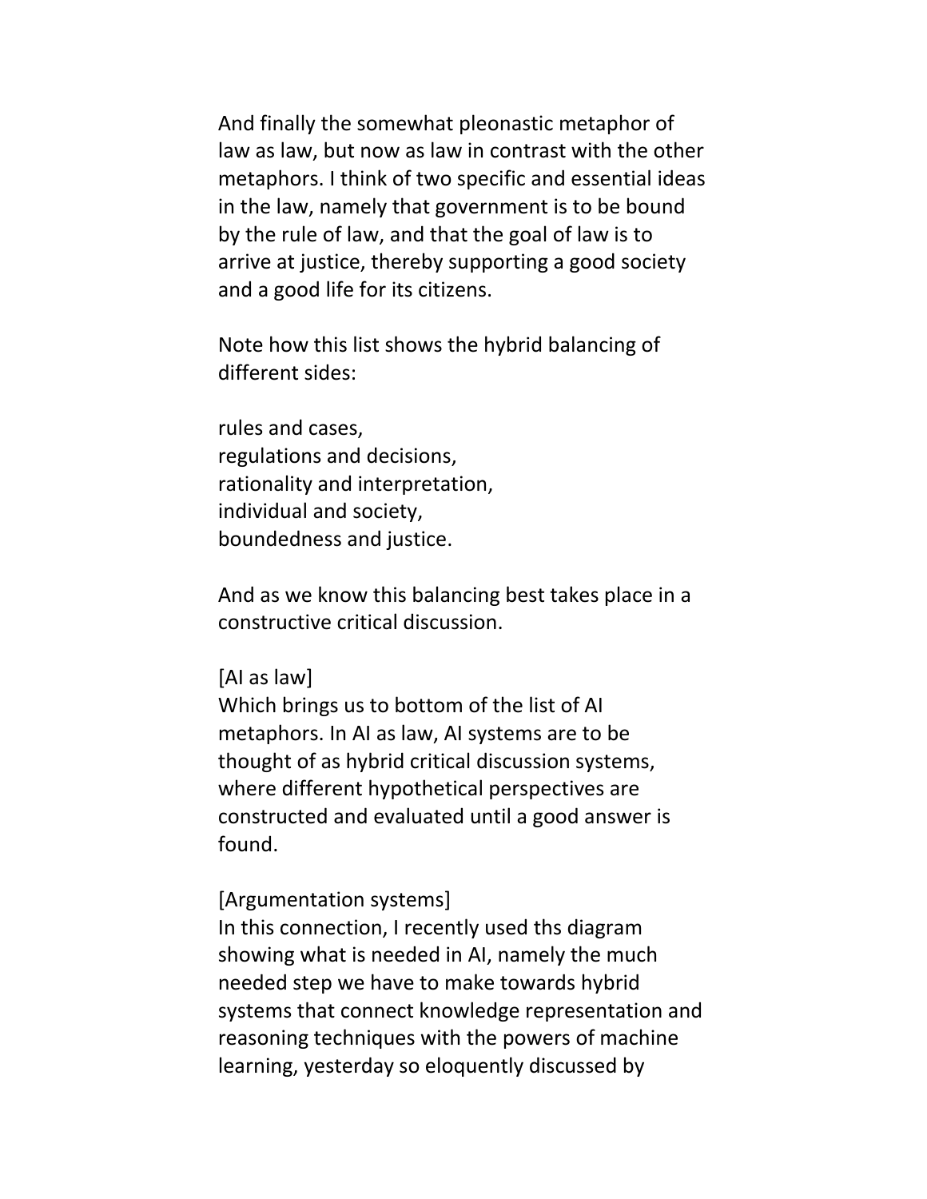And finally the somewhat pleonastic metaphor of law as law, but now as law in contrast with the other metaphors. I think of two specific and essential ideas in the law, namely that government is to be bound by the rule of law, and that the goal of law is to arrive at justice, thereby supporting a good society and a good life for its citizens.

Note how this list shows the hybrid balancing of different sides:

rules and cases,  
regulations and decisions,  
rationality and interpretation,  
individual and society,  
boundedness and justice.

And as we know this balancing best takes place in a constructive critical discussion.

[AI as law]  
Which brings us to bottom of the list of AI metaphors. In AI as law, AI systems are to be thought of as hybrid critical discussion systems, where different hypothetical perspectives are constructed and evaluated until a good answer is found.

[Argumentation systems]  
In this connection, I recently used ths diagram showing what is needed in AI, namely the much needed step we have to make towards hybrid systems that connect knowledge representation and reasoning techniques with the powers of machine learning, yesterday so eloquently discussed by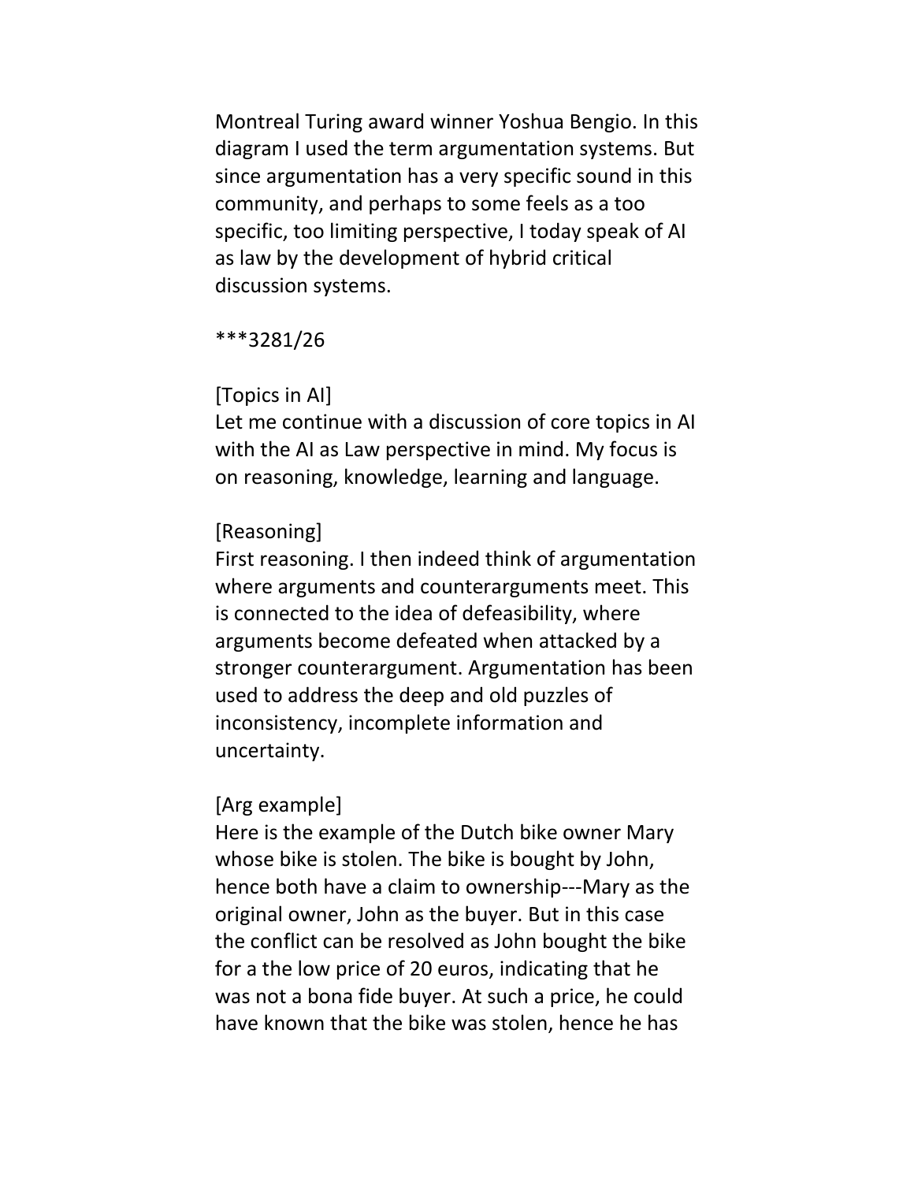Montreal Turing award winner Yoshua Bengio. In this diagram I used the term argumentation systems. But since argumentation has a very specific sound in this community, and perhaps to some feels as a too specific, too limiting perspective, I today speak of AI as law by the development of hybrid critical discussion systems.

***3281/26

[Topics in AI]
Let me continue with a discussion of core topics in AI with the AI as Law perspective in mind. My focus is on reasoning, knowledge, learning and language.

[Reasoning]
First reasoning. I then indeed think of argumentation where arguments and counterarguments meet. This is connected to the idea of defeasibility, where arguments become defeated when attacked by a stronger counterargument. Argumentation has been used to address the deep and old puzzles of inconsistency, incomplete information and uncertainty.

[Arg example]
Here is the example of the Dutch bike owner Mary whose bike is stolen. The bike is bought by John, hence both have a claim to ownership---Mary as the original owner, John as the buyer. But in this case the conflict can be resolved as John bought the bike for a the low price of 20 euros, indicating that he was not a bona fide buyer. At such a price, he could have known that the bike was stolen, hence he has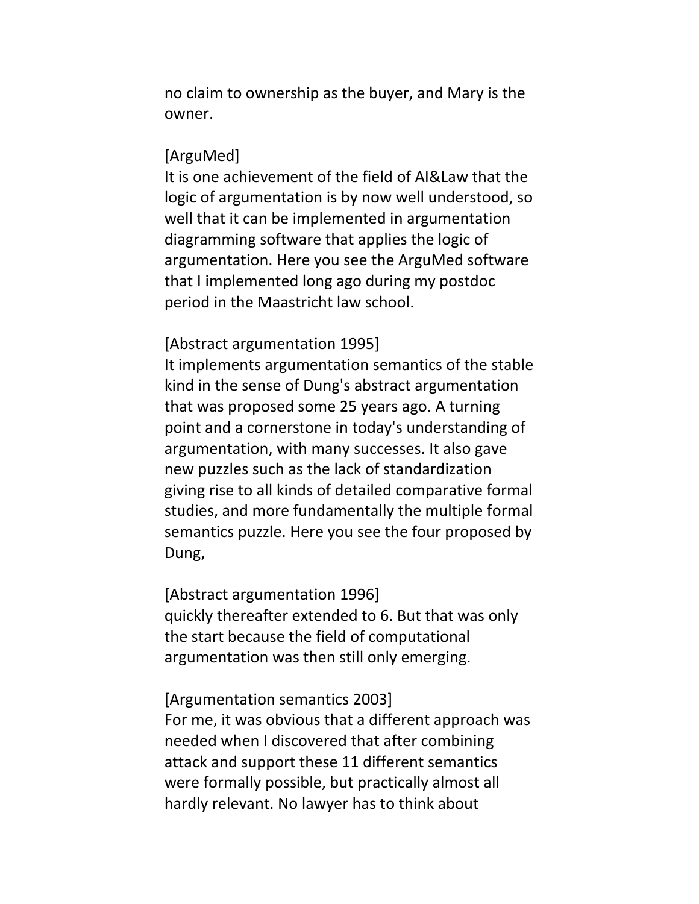no claim to ownership as the buyer, and Mary is the owner.

[ArguMed]
It is one achievement of the field of AI&Law that the logic of argumentation is by now well understood, so well that it can be implemented in argumentation diagramming software that applies the logic of argumentation. Here you see the ArguMed software that I implemented long ago during my postdoc period in the Maastricht law school.

[Abstract argumentation 1995]
It implements argumentation semantics of the stable kind in the sense of Dung's abstract argumentation that was proposed some 25 years ago. A turning point and a cornerstone in today's understanding of argumentation, with many successes. It also gave new puzzles such as the lack of standardization giving rise to all kinds of detailed comparative formal studies, and more fundamentally the multiple formal semantics puzzle. Here you see the four proposed by Dung,

[Abstract argumentation 1996]
quickly thereafter extended to 6. But that was only the start because the field of computational argumentation was then still only emerging.

[Argumentation semantics 2003]
For me, it was obvious that a different approach was needed when I discovered that after combining attack and support these 11 different semantics were formally possible, but practically almost all hardly relevant. No lawyer has to think about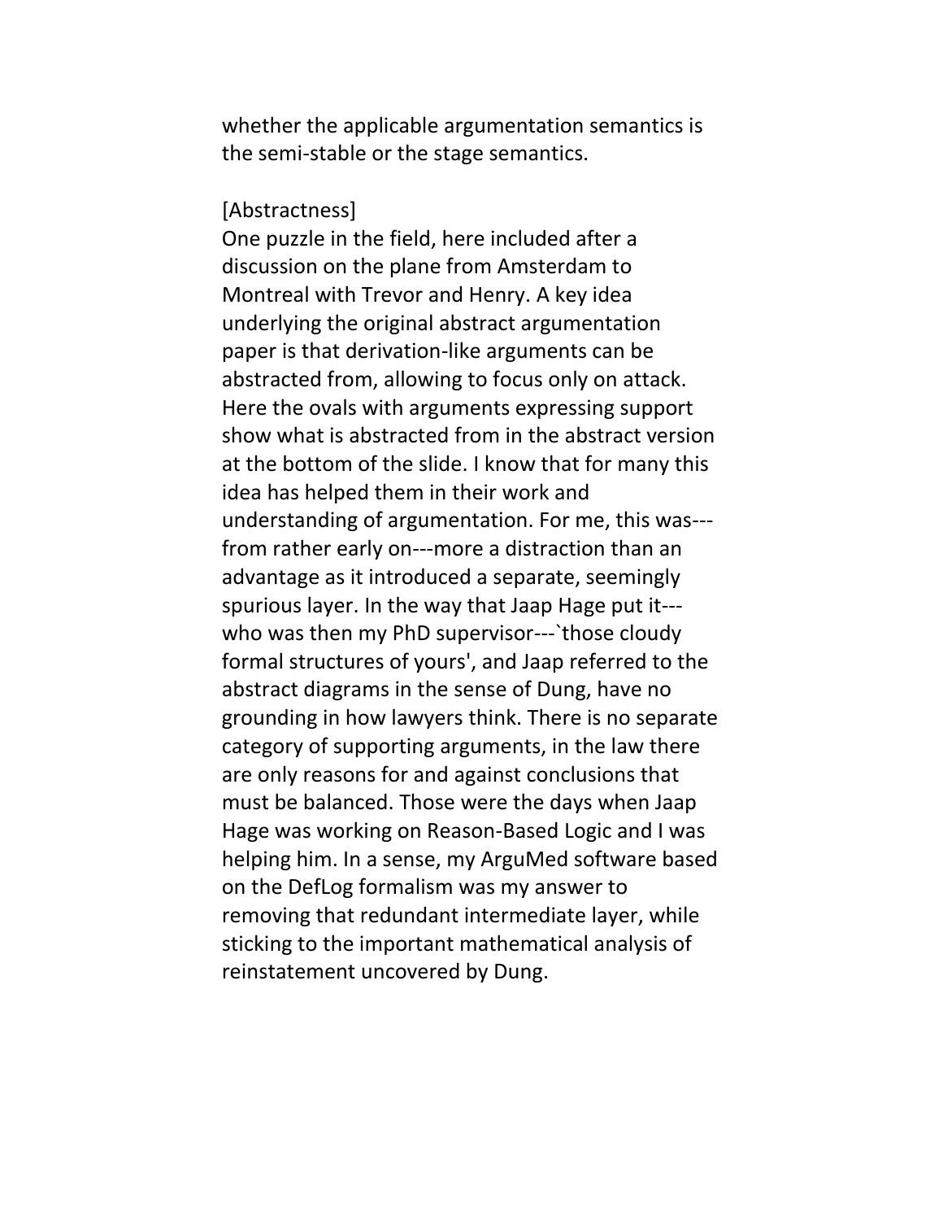whether the applicable argumentation semantics is the semi-stable or the stage semantics.

[Abstractness]

One puzzle in the field, here included after a discussion on the plane from Amsterdam to Montreal with Trevor and Henry. A key idea underlying the original abstract argumentation paper is that derivation-like arguments can be abstracted from, allowing to focus only on attack. Here the ovals with arguments expressing support show what is abstracted from in the abstract version at the bottom of the slide. I know that for many this idea has helped them in their work and understanding of argumentation. For me, this was---from rather early on---more a distraction than an advantage as it introduced a separate, seemingly spurious layer. In the way that Jaap Hage put it---who was then my PhD supervisor---`those cloudy formal structures of yours', and Jaap referred to the abstract diagrams in the sense of Dung, have no grounding in how lawyers think. There is no separate category of supporting arguments, in the law there are only reasons for and against conclusions that must be balanced. Those were the days when Jaap Hage was working on Reason-Based Logic and I was helping him. In a sense, my ArguMed software based on the DefLog formalism was my answer to removing that redundant intermediate layer, while sticking to the important mathematical analysis of reinstatement uncovered by Dung.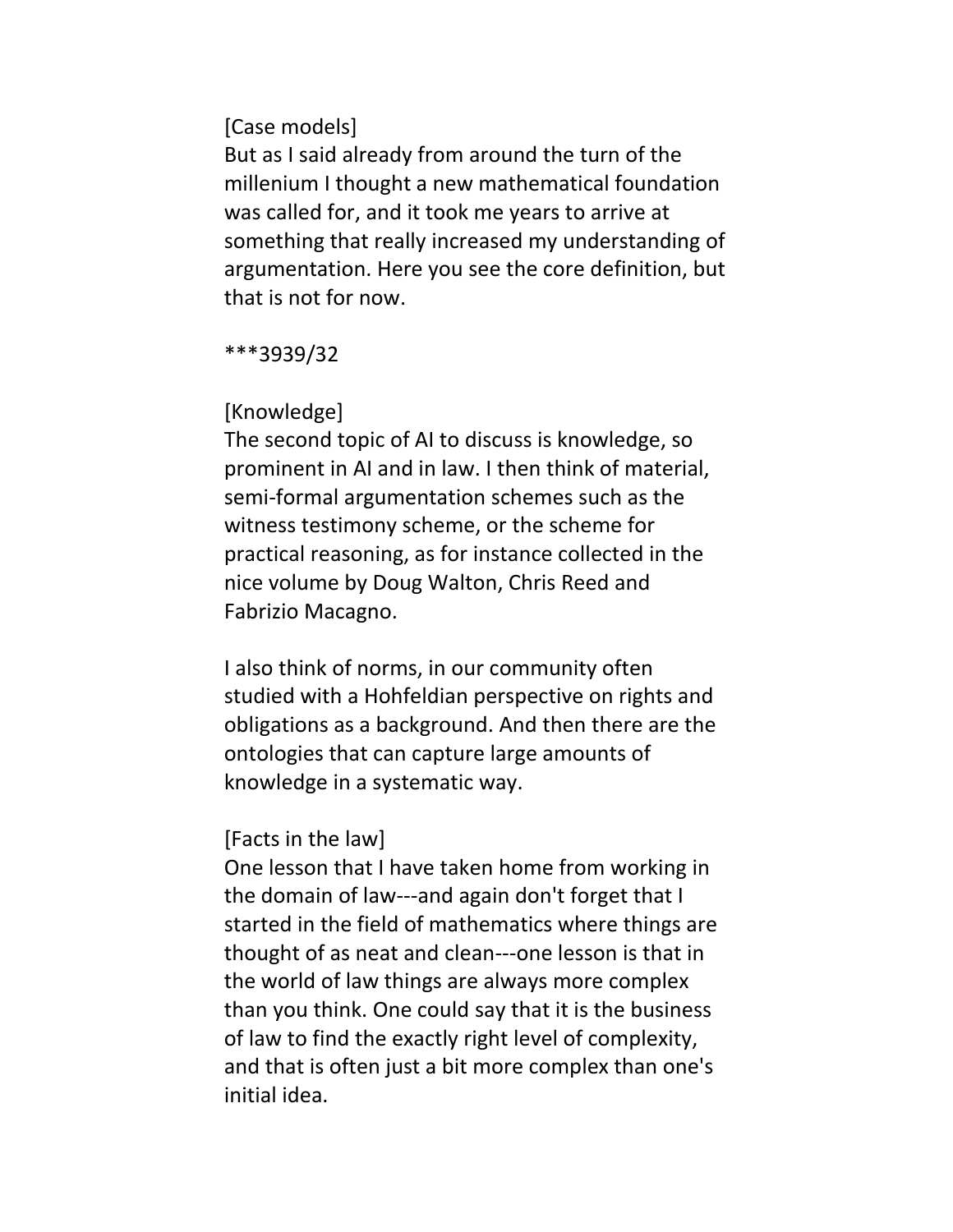[Case models]
But as I said already from around the turn of the millenium I thought a new mathematical foundation was called for, and it took me years to arrive at something that really increased my understanding of argumentation. Here you see the core definition, but that is not for now.

***3939/32

[Knowledge]
The second topic of AI to discuss is knowledge, so prominent in AI and in law. I then think of material, semi-formal argumentation schemes such as the witness testimony scheme, or the scheme for practical reasoning, as for instance collected in the nice volume by Doug Walton, Chris Reed and Fabrizio Macagno.

I also think of norms, in our community often studied with a Hohfeldian perspective on rights and obligations as a background. And then there are the ontologies that can capture large amounts of knowledge in a systematic way.

[Facts in the law]
One lesson that I have taken home from working in the domain of law---and again don't forget that I started in the field of mathematics where things are thought of as neat and clean---one lesson is that in the world of law things are always more complex than you think. One could say that it is the business of law to find the exactly right level of complexity, and that is often just a bit more complex than one's initial idea.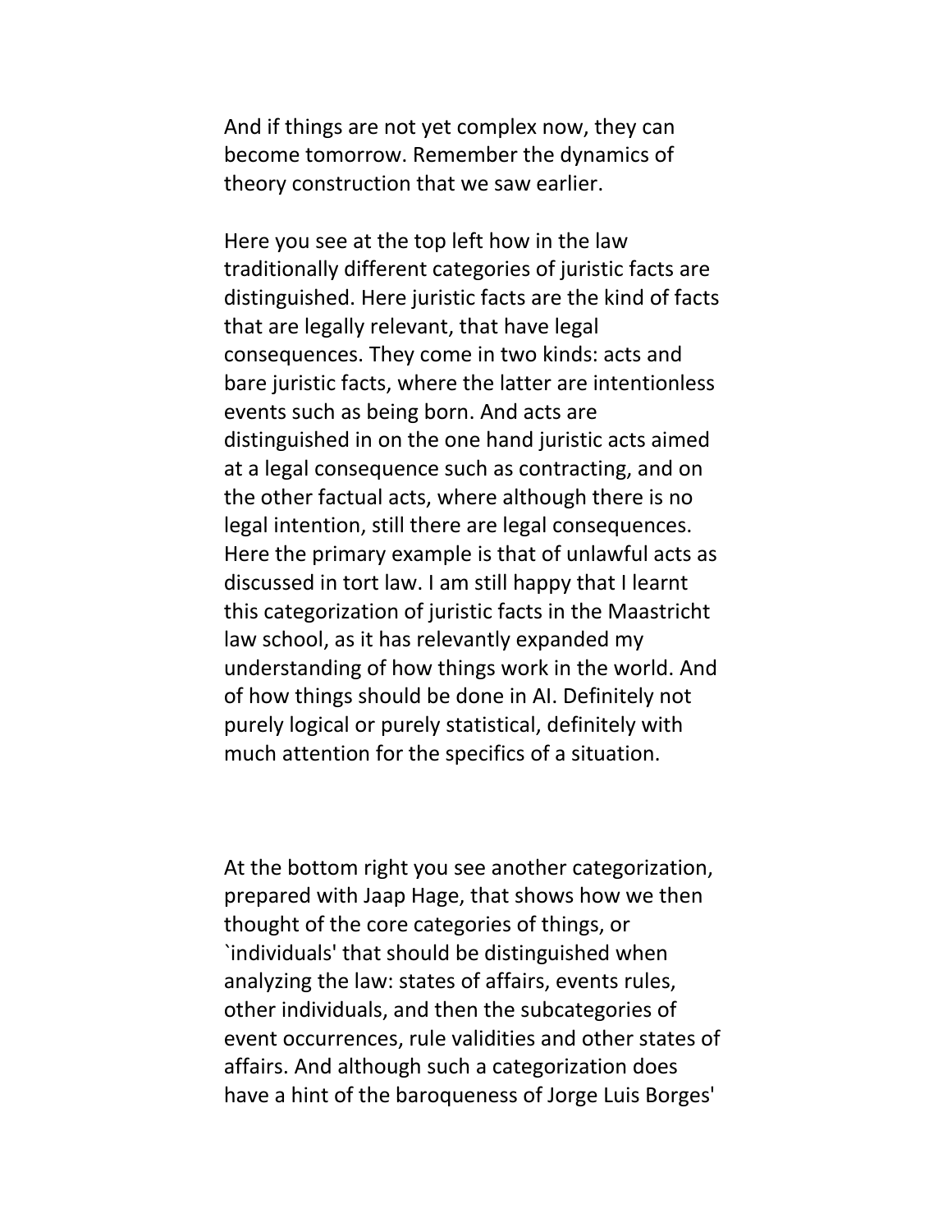And if things are not yet complex now, they can become tomorrow. Remember the dynamics of theory construction that we saw earlier.

Here you see at the top left how in the law traditionally different categories of juristic facts are distinguished. Here juristic facts are the kind of facts that are legally relevant, that have legal consequences. They come in two kinds: acts and bare juristic facts, where the latter are intentionless events such as being born. And acts are distinguished in on the one hand juristic acts aimed at a legal consequence such as contracting, and on the other factual acts, where although there is no legal intention, still there are legal consequences. Here the primary example is that of unlawful acts as discussed in tort law. I am still happy that I learnt this categorization of juristic facts in the Maastricht law school, as it has relevantly expanded my understanding of how things work in the world. And of how things should be done in AI. Definitely not purely logical or purely statistical, definitely with much attention for the specifics of a situation.

At the bottom right you see another categorization, prepared with Jaap Hage, that shows how we then thought of the core categories of things, or `individuals' that should be distinguished when analyzing the law: states of affairs, events rules, other individuals, and then the subcategories of event occurrences, rule validities and other states of affairs. And although such a categorization does have a hint of the baroqueness of Jorge Luis Borges'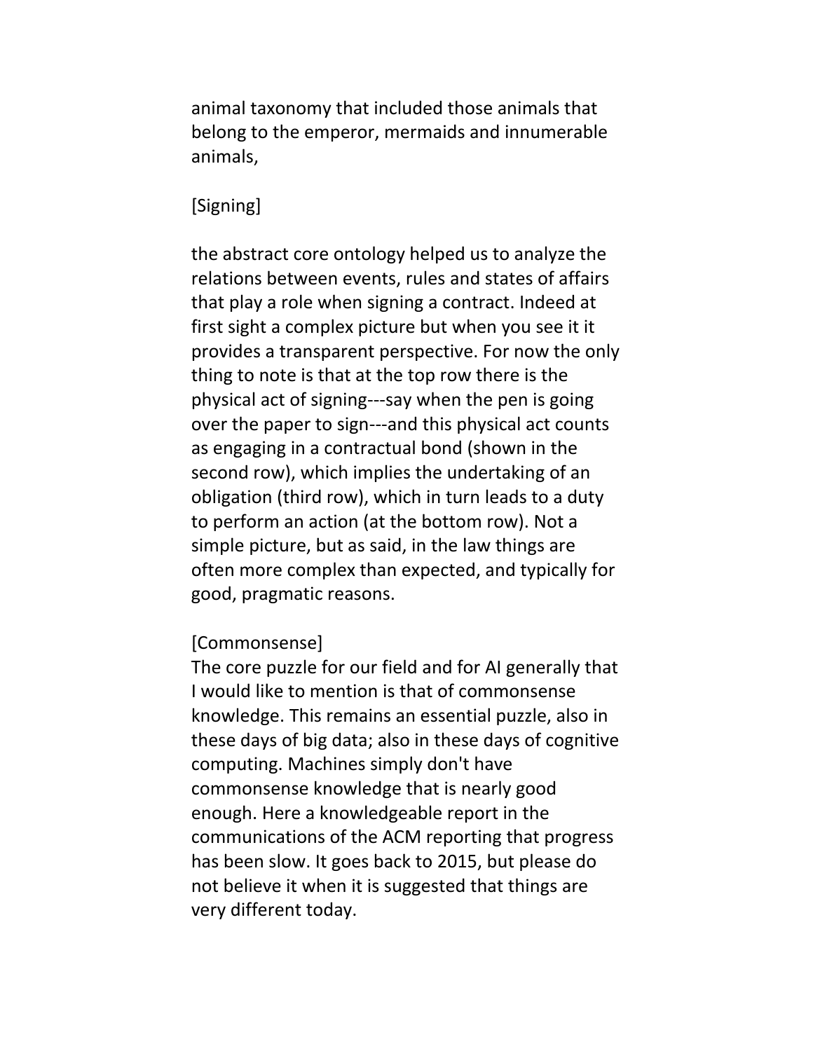animal taxonomy that included those animals that belong to the emperor, mermaids and innumerable animals,

[Signing]

the abstract core ontology helped us to analyze the relations between events, rules and states of affairs that play a role when signing a contract. Indeed at first sight a complex picture but when you see it it provides a transparent perspective. For now the only thing to note is that at the top row there is the physical act of signing---say when the pen is going over the paper to sign---and this physical act counts as engaging in a contractual bond (shown in the second row), which implies the undertaking of an obligation (third row), which in turn leads to a duty to perform an action (at the bottom row). Not a simple picture, but as said, in the law things are often more complex than expected, and typically for good, pragmatic reasons.

[Commonsense]
The core puzzle for our field and for AI generally that I would like to mention is that of commonsense knowledge. This remains an essential puzzle, also in these days of big data; also in these days of cognitive computing. Machines simply don't have commonsense knowledge that is nearly good enough. Here a knowledgeable report in the communications of the ACM reporting that progress has been slow. It goes back to 2015, but please do not believe it when it is suggested that things are very different today.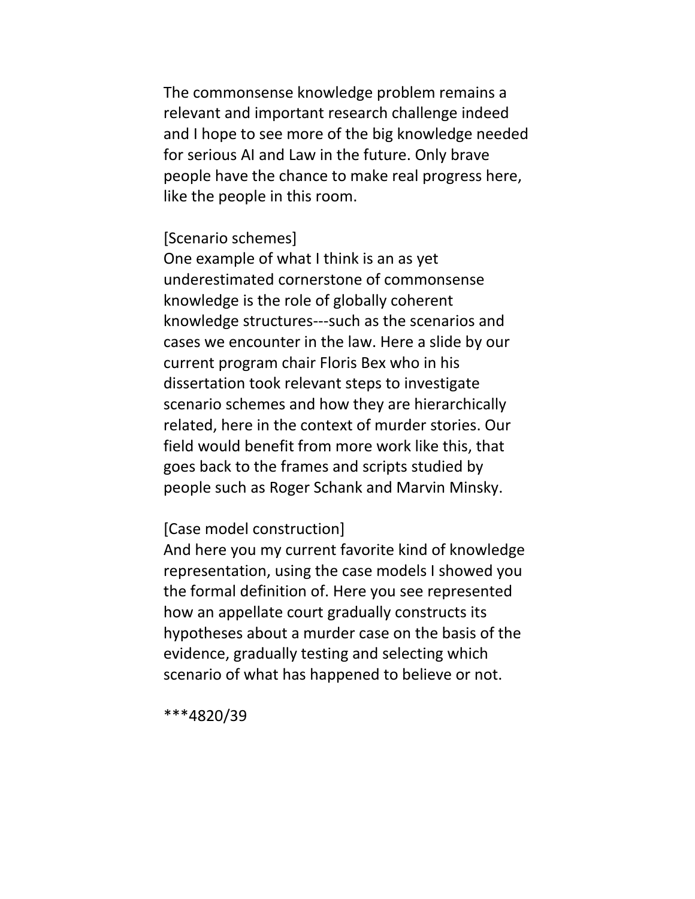The commonsense knowledge problem remains a relevant and important research challenge indeed and I hope to see more of the big knowledge needed for serious AI and Law in the future. Only brave people have the chance to make real progress here, like the people in this room.

[Scenario schemes]
One example of what I think is an as yet underestimated cornerstone of commonsense knowledge is the role of globally coherent knowledge structures---such as the scenarios and cases we encounter in the law. Here a slide by our current program chair Floris Bex who in his dissertation took relevant steps to investigate scenario schemes and how they are hierarchically related, here in the context of murder stories. Our field would benefit from more work like this, that goes back to the frames and scripts studied by people such as Roger Schank and Marvin Minsky.

[Case model construction]
And here you my current favorite kind of knowledge representation, using the case models I showed you the formal definition of. Here you see represented how an appellate court gradually constructs its hypotheses about a murder case on the basis of the evidence, gradually testing and selecting which scenario of what has happened to believe or not.

***4820/39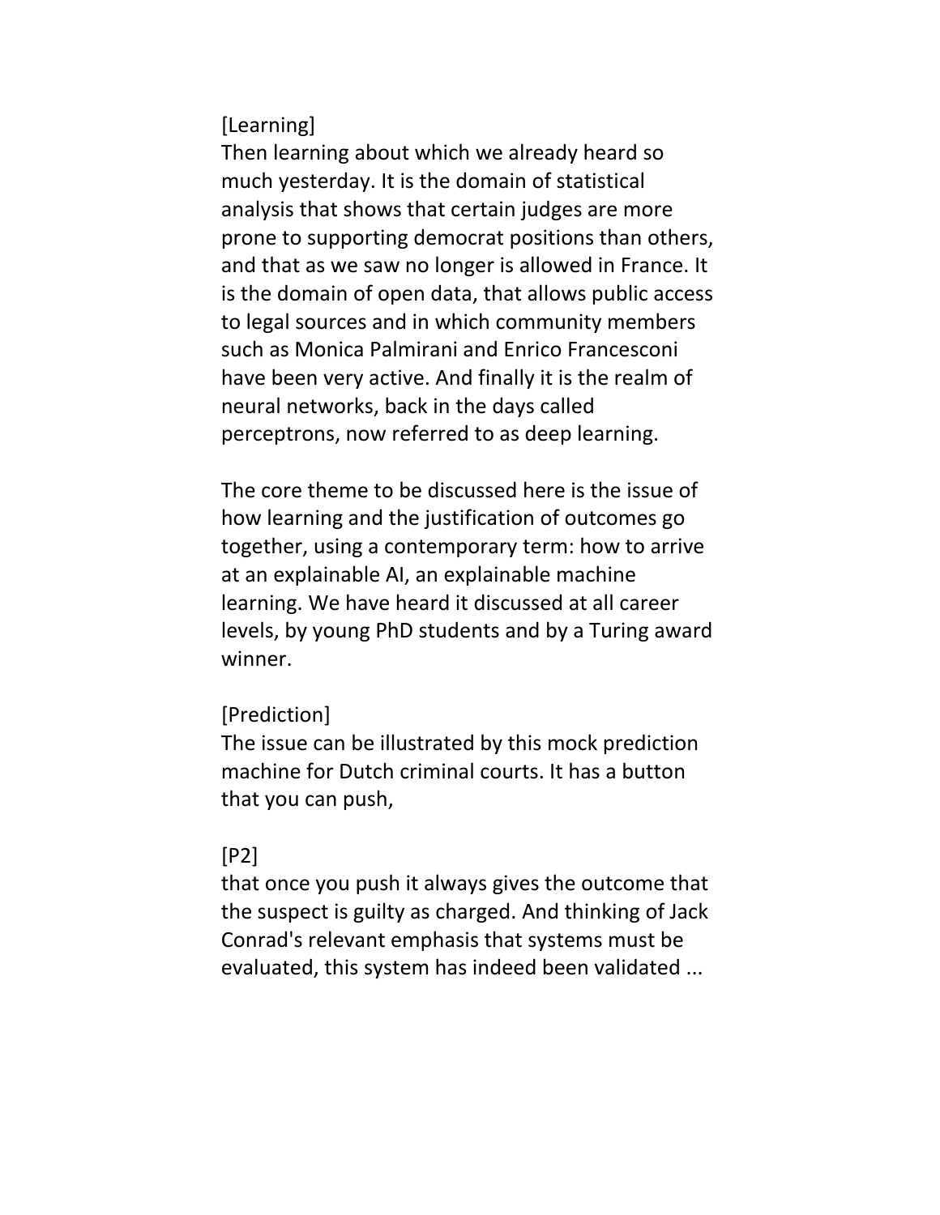[Learning]

Then learning about which we already heard so much yesterday. It is the domain of statistical analysis that shows that certain judges are more prone to supporting democrat positions than others, and that as we saw no longer is allowed in France. It is the domain of open data, that allows public access to legal sources and in which community members such as Monica Palmirani and Enrico Francesconi have been very active. And finally it is the realm of neural networks, back in the days called perceptrons, now referred to as deep learning.

The core theme to be discussed here is the issue of how learning and the justification of outcomes go together, using a contemporary term: how to arrive at an explainable AI, an explainable machine learning. We have heard it discussed at all career levels, by young PhD students and by a Turing award winner.

[Prediction]

The issue can be illustrated by this mock prediction machine for Dutch criminal courts. It has a button that you can push,

[P2]

that once you push it always gives the outcome that the suspect is guilty as charged. And thinking of Jack Conrad's relevant emphasis that systems must be evaluated, this system has indeed been validated ...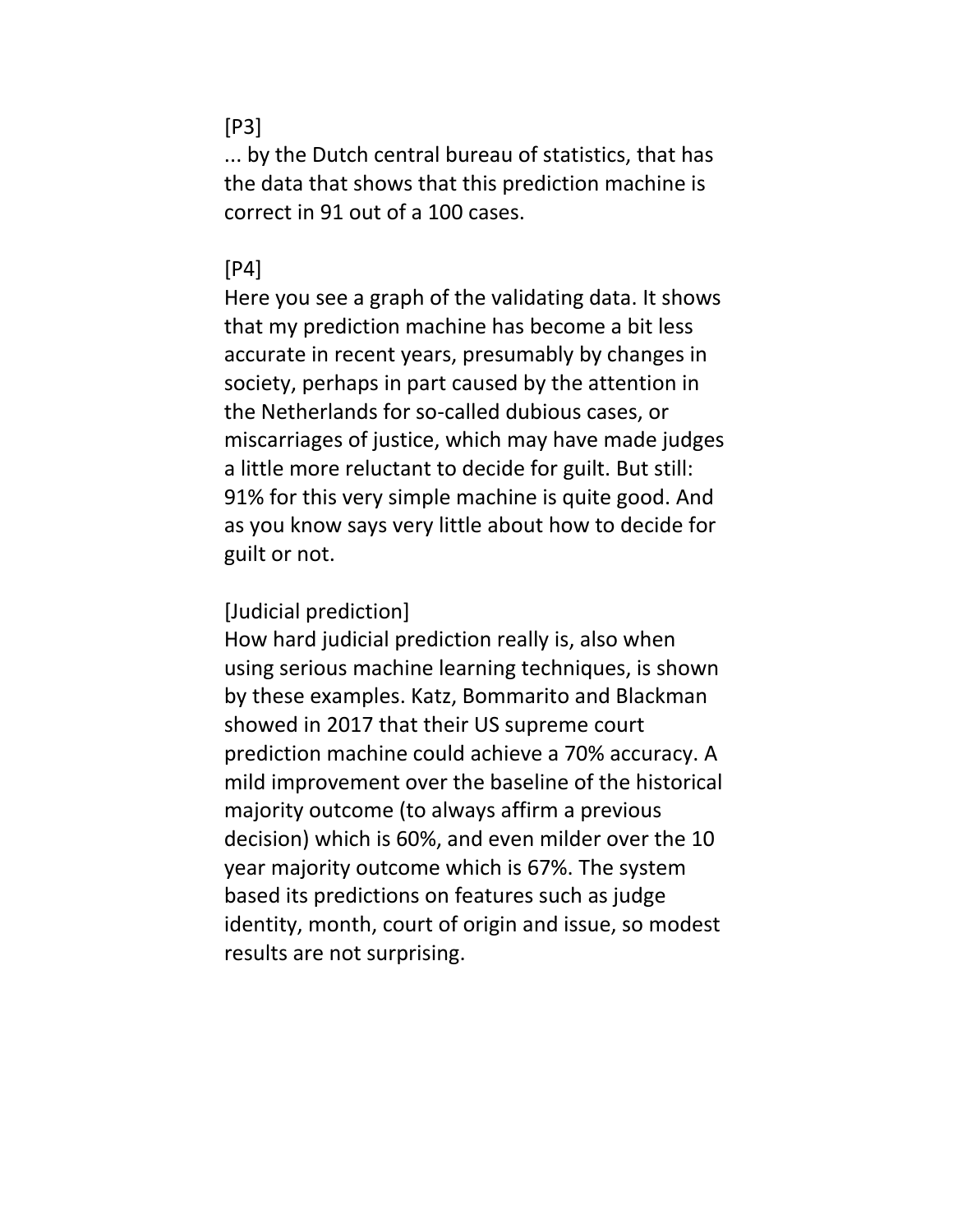[P3]
... by the Dutch central bureau of statistics, that has the data that shows that this prediction machine is correct in 91 out of a 100 cases.

[P4]
Here you see a graph of the validating data. It shows that my prediction machine has become a bit less accurate in recent years, presumably by changes in society, perhaps in part caused by the attention in the Netherlands for so-called dubious cases, or miscarriages of justice, which may have made judges a little more reluctant to decide for guilt. But still: 91% for this very simple machine is quite good. And as you know says very little about how to decide for guilt or not.

[Judicial prediction]
How hard judicial prediction really is, also when using serious machine learning techniques, is shown by these examples. Katz, Bommarito and Blackman showed in 2017 that their US supreme court prediction machine could achieve a 70% accuracy. A mild improvement over the baseline of the historical majority outcome (to always affirm a previous decision) which is 60%, and even milder over the 10 year majority outcome which is 67%. The system based its predictions on features such as judge identity, month, court of origin and issue, so modest results are not surprising.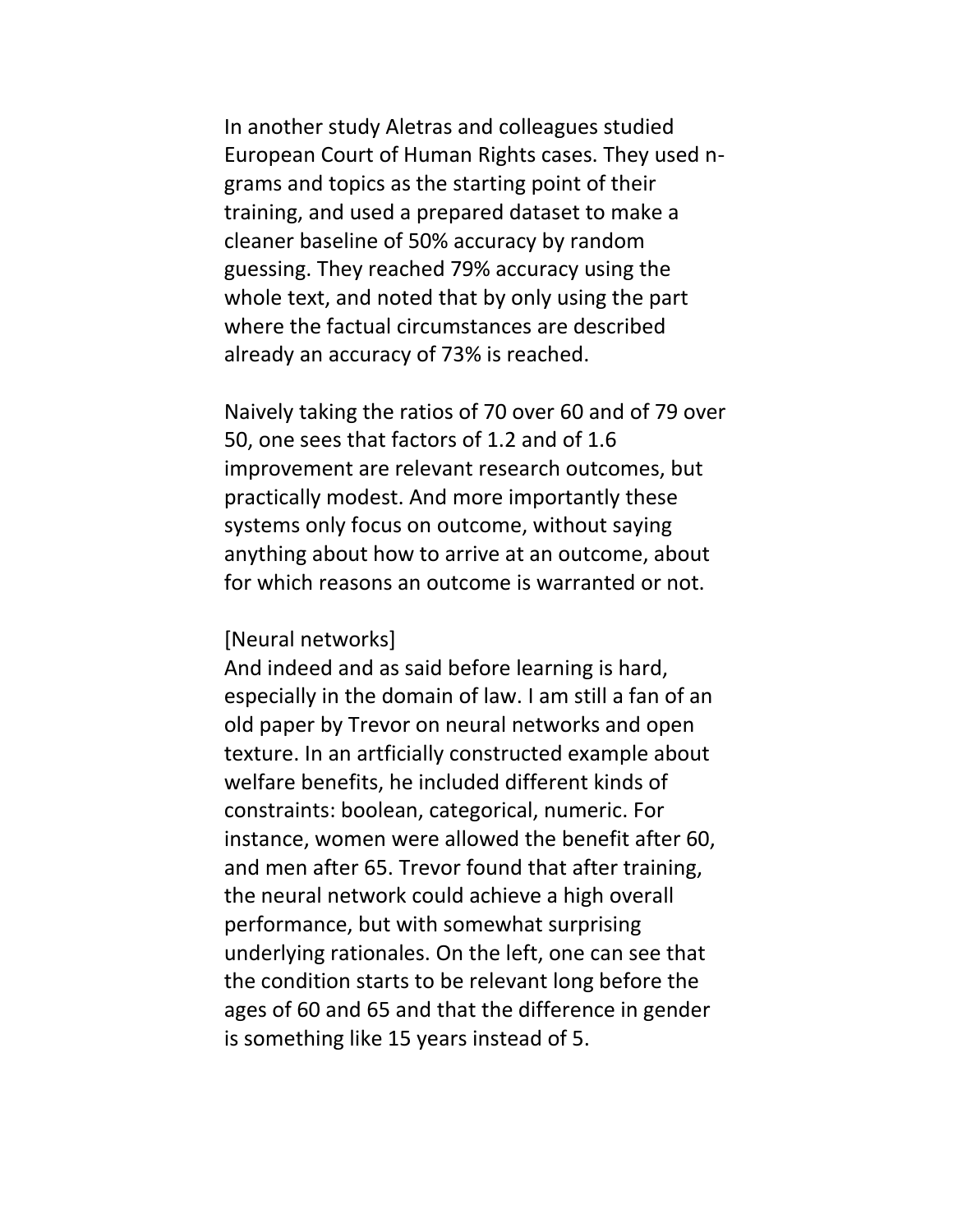In another study Aletras and colleagues studied European Court of Human Rights cases. They used n-grams and topics as the starting point of their training, and used a prepared dataset to make a cleaner baseline of 50% accuracy by random guessing. They reached 79% accuracy using the whole text, and noted that by only using the part where the factual circumstances are described already an accuracy of 73% is reached.

Naively taking the ratios of 70 over 60 and of 79 over 50, one sees that factors of 1.2 and of 1.6 improvement are relevant research outcomes, but practically modest. And more importantly these systems only focus on outcome, without saying anything about how to arrive at an outcome, about for which reasons an outcome is warranted or not.

[Neural networks]
And indeed and as said before learning is hard, especially in the domain of law. I am still a fan of an old paper by Trevor on neural networks and open texture. In an artficially constructed example about welfare benefits, he included different kinds of constraints: boolean, categorical, numeric. For instance, women were allowed the benefit after 60, and men after 65. Trevor found that after training, the neural network could achieve a high overall performance, but with somewhat surprising underlying rationales. On the left, one can see that the condition starts to be relevant long before the ages of 60 and 65 and that the difference in gender is something like 15 years instead of 5.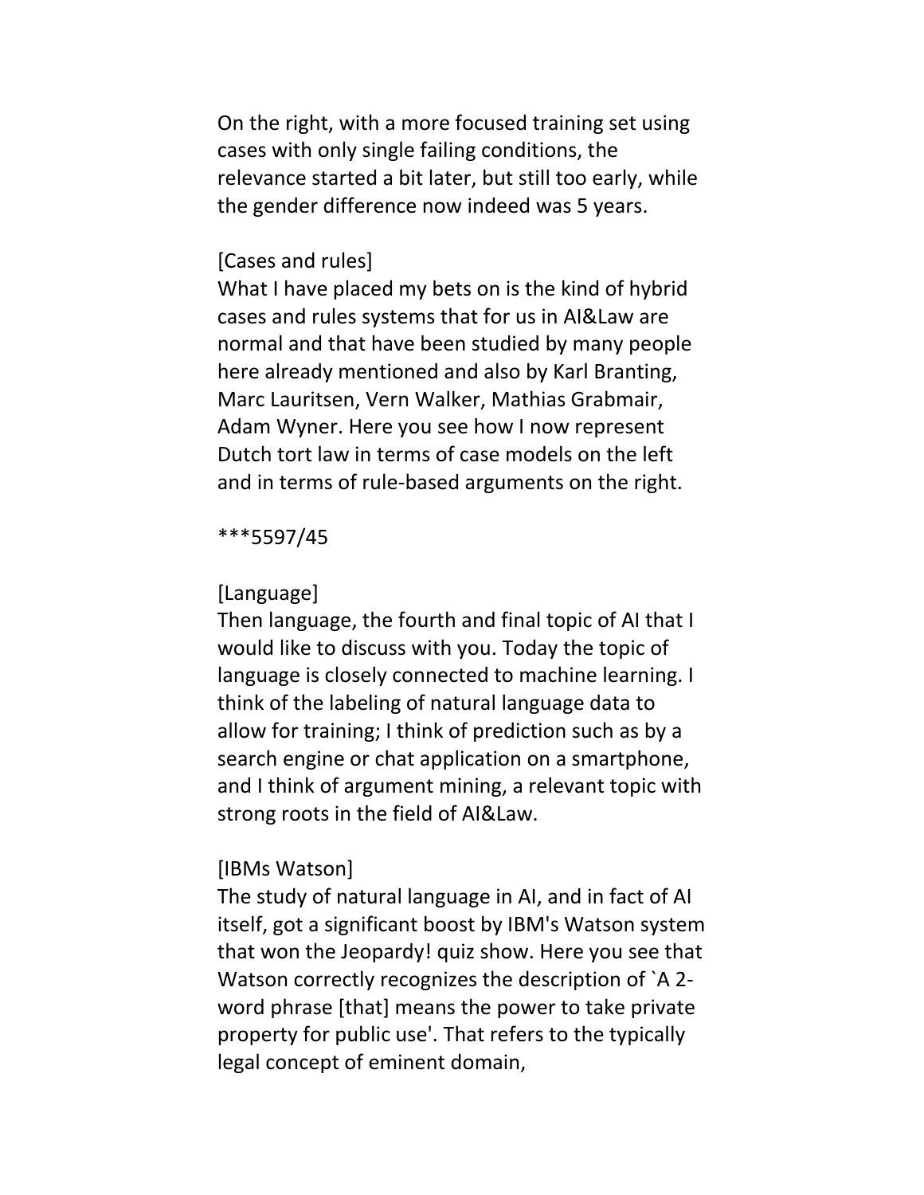On the right, with a more focused training set using cases with only single failing conditions, the relevance started a bit later, but still too early, while the gender difference now indeed was 5 years.

[Cases and rules]
What I have placed my bets on is the kind of hybrid cases and rules systems that for us in AI&Law are normal and that have been studied by many people here already mentioned and also by Karl Branting, Marc Lauritsen, Vern Walker, Mathias Grabmair, Adam Wyner. Here you see how I now represent Dutch tort law in terms of case models on the left and in terms of rule-based arguments on the right.

***5597/45

[Language]
Then language, the fourth and final topic of AI that I would like to discuss with you. Today the topic of language is closely connected to machine learning. I think of the labeling of natural language data to allow for training; I think of prediction such as by a search engine or chat application on a smartphone, and I think of argument mining, a relevant topic with strong roots in the field of AI&Law.

[IBMs Watson]
The study of natural language in AI, and in fact of AI itself, got a significant boost by IBM's Watson system that won the Jeopardy! quiz show. Here you see that Watson correctly recognizes the description of `A 2-word phrase [that] means the power to take private property for public use'. That refers to the typically legal concept of eminent domain,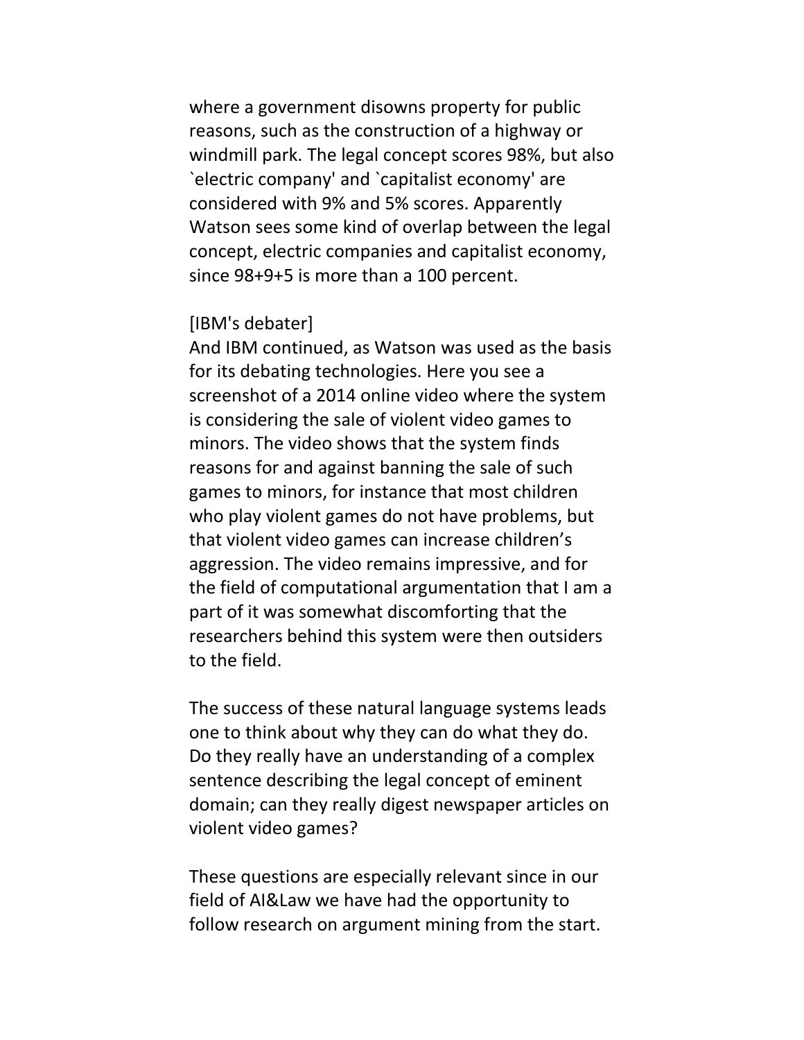where a government disowns property for public reasons, such as the construction of a highway or windmill park. The legal concept scores 98%, but also `electric company' and `capitalist economy' are considered with 9% and 5% scores. Apparently Watson sees some kind of overlap between the legal concept, electric companies and capitalist economy, since 98+9+5 is more than a 100 percent.

[IBM's debater]
And IBM continued, as Watson was used as the basis for its debating technologies. Here you see a screenshot of a 2014 online video where the system is considering the sale of violent video games to minors. The video shows that the system finds reasons for and against banning the sale of such games to minors, for instance that most children who play violent games do not have problems, but that violent video games can increase children's aggression. The video remains impressive, and for the field of computational argumentation that I am a part of it was somewhat discomforting that the researchers behind this system were then outsiders to the field.

The success of these natural language systems leads one to think about why they can do what they do. Do they really have an understanding of a complex sentence describing the legal concept of eminent domain; can they really digest newspaper articles on violent video games?

These questions are especially relevant since in our field of AI&Law we have had the opportunity to follow research on argument mining from the start.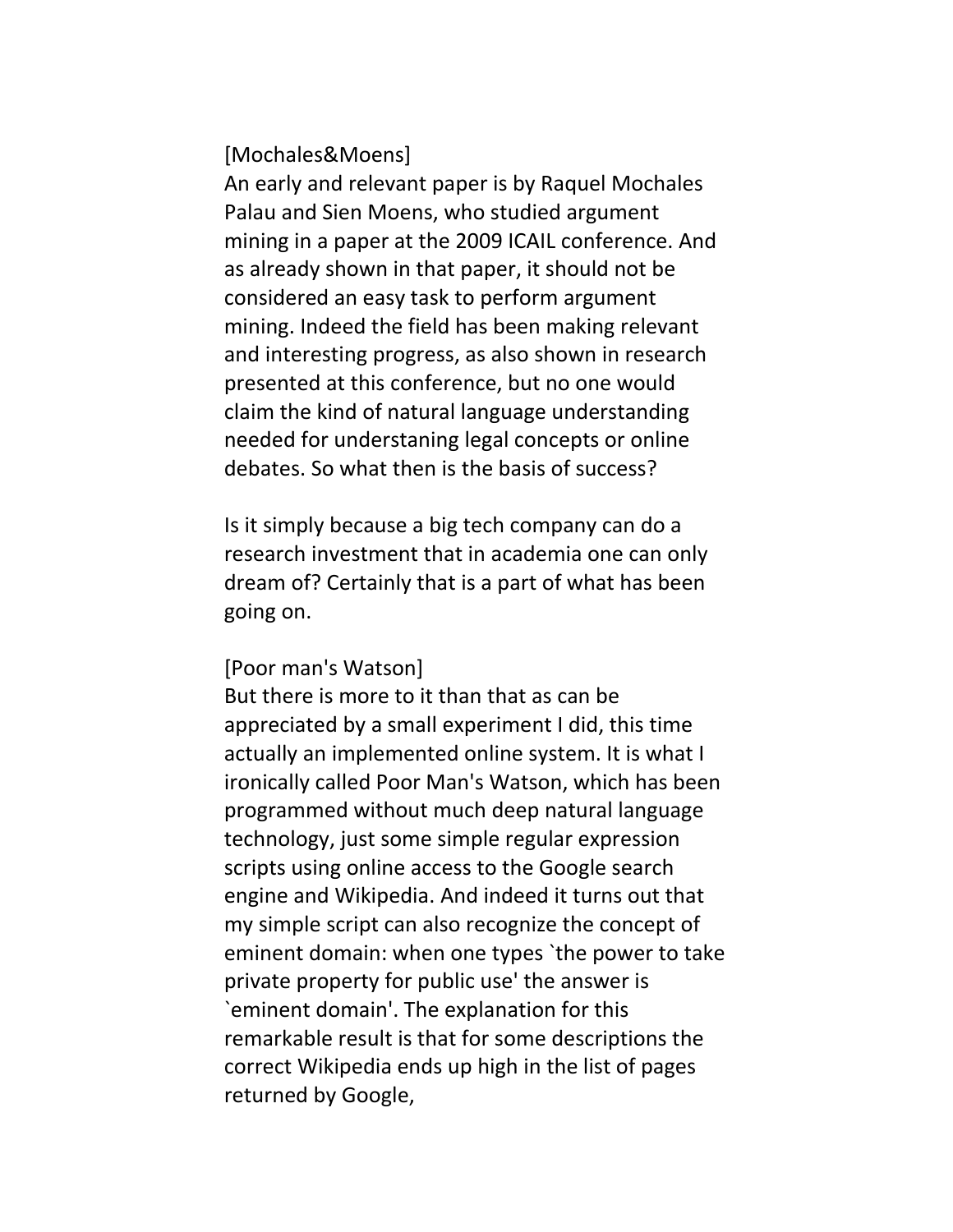[Mochales&Moens]

An early and relevant paper is by Raquel Mochales Palau and Sien Moens, who studied argument mining in a paper at the 2009 ICAIL conference. And as already shown in that paper, it should not be considered an easy task to perform argument mining. Indeed the field has been making relevant and interesting progress, as also shown in research presented at this conference, but no one would claim the kind of natural language understanding needed for understaning legal concepts or online debates. So what then is the basis of success?

Is it simply because a big tech company can do a research investment that in academia one can only dream of? Certainly that is a part of what has been going on.

[Poor man's Watson]

But there is more to it than that as can be appreciated by a small experiment I did, this time actually an implemented online system. It is what I ironically called Poor Man's Watson, which has been programmed without much deep natural language technology, just some simple regular expression scripts using online access to the Google search engine and Wikipedia. And indeed it turns out that my simple script can also recognize the concept of eminent domain: when one types `the power to take private property for public use' the answer is `eminent domain'. The explanation for this remarkable result is that for some descriptions the correct Wikipedia ends up high in the list of pages returned by Google,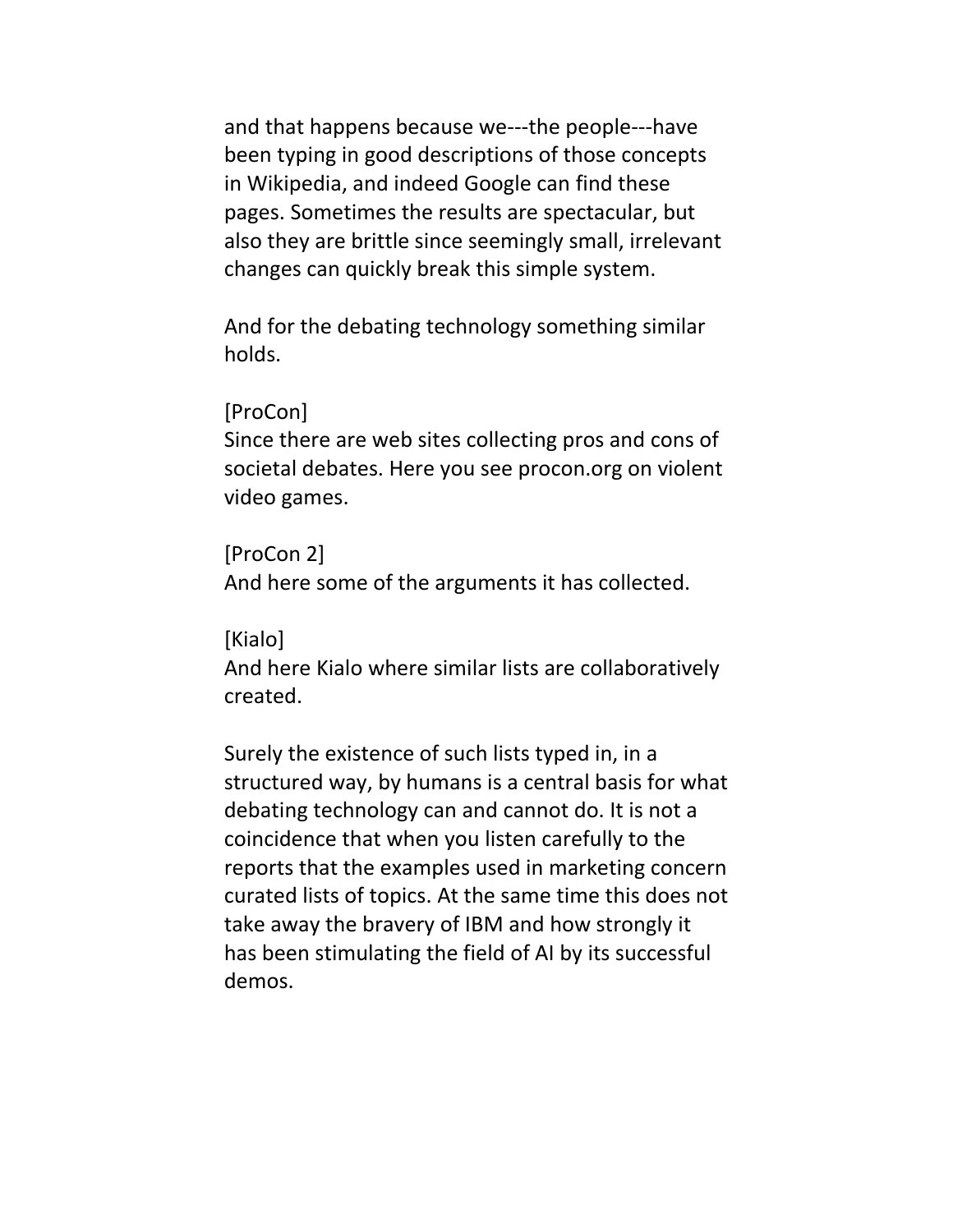and that happens because we---the people---have been typing in good descriptions of those concepts in Wikipedia, and indeed Google can find these pages. Sometimes the results are spectacular, but also they are brittle since seemingly small, irrelevant changes can quickly break this simple system.

And for the debating technology something similar holds.

[ProCon]
Since there are web sites collecting pros and cons of societal debates. Here you see procon.org on violent video games.

[ProCon 2]
And here some of the arguments it has collected.

[Kialo]
And here Kialo where similar lists are collaboratively created.

Surely the existence of such lists typed in, in a structured way, by humans is a central basis for what debating technology can and cannot do. It is not a coincidence that when you listen carefully to the reports that the examples used in marketing concern curated lists of topics. At the same time this does not take away the bravery of IBM and how strongly it has been stimulating the field of AI by its successful demos.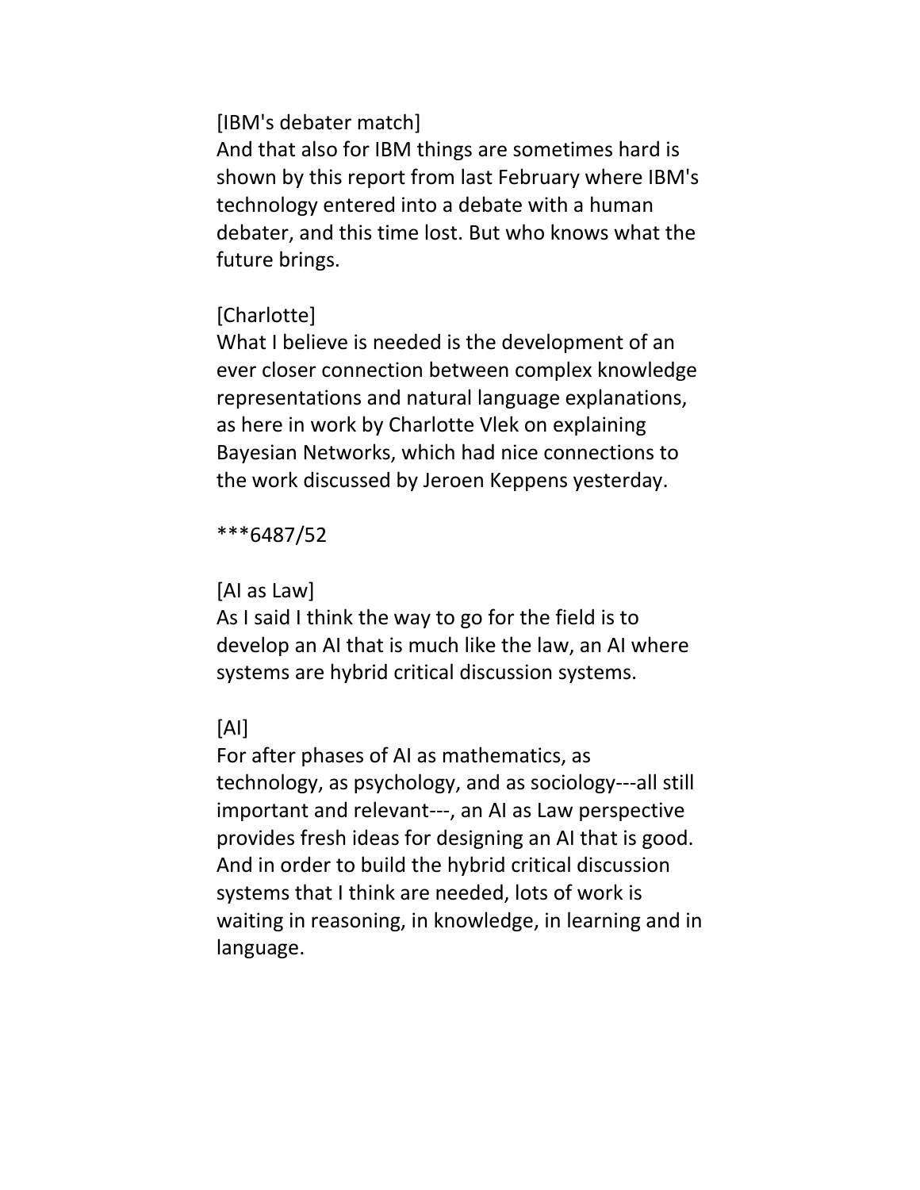[IBM's debater match]
And that also for IBM things are sometimes hard is shown by this report from last February where IBM's technology entered into a debate with a human debater, and this time lost. But who knows what the future brings.

[Charlotte]
What I believe is needed is the development of an ever closer connection between complex knowledge representations and natural language explanations, as here in work by Charlotte Vlek on explaining Bayesian Networks, which had nice connections to the work discussed by Jeroen Keppens yesterday.

***6487/52

[AI as Law]
As I said I think the way to go for the field is to develop an AI that is much like the law, an AI where systems are hybrid critical discussion systems.

[AI]
For after phases of AI as mathematics, as technology, as psychology, and as sociology---all still important and relevant---, an AI as Law perspective provides fresh ideas for designing an AI that is good. And in order to build the hybrid critical discussion systems that I think are needed, lots of work is waiting in reasoning, in knowledge, in learning and in language.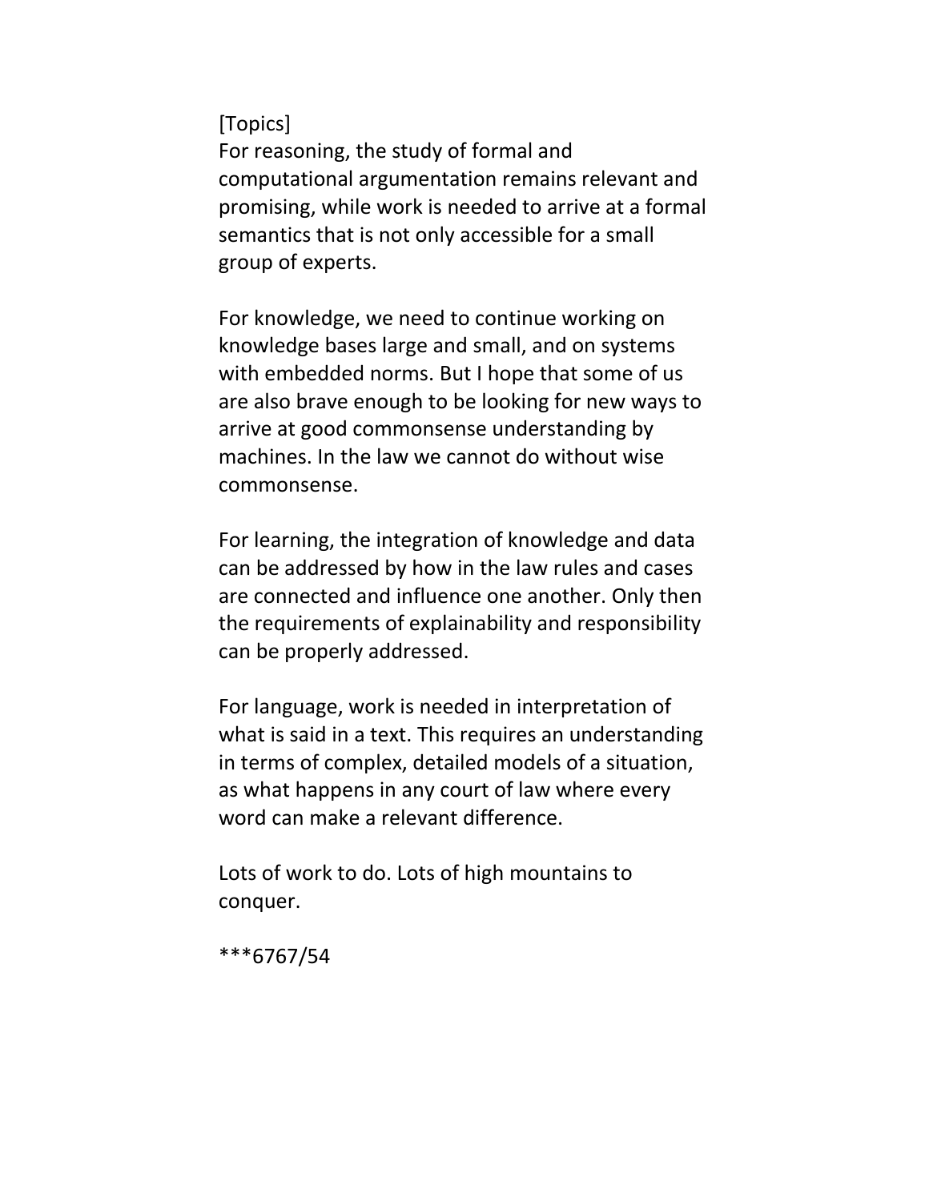[Topics]
For reasoning, the study of formal and computational argumentation remains relevant and promising, while work is needed to arrive at a formal semantics that is not only accessible for a small group of experts.

For knowledge, we need to continue working on knowledge bases large and small, and on systems with embedded norms. But I hope that some of us are also brave enough to be looking for new ways to arrive at good commonsense understanding by machines. In the law we cannot do without wise commonsense.

For learning, the integration of knowledge and data can be addressed by how in the law rules and cases are connected and influence one another. Only then the requirements of explainability and responsibility can be properly addressed.

For language, work is needed in interpretation of what is said in a text. This requires an understanding in terms of complex, detailed models of a situation, as what happens in any court of law where every word can make a relevant difference.

Lots of work to do. Lots of high mountains to conquer.

***6767/54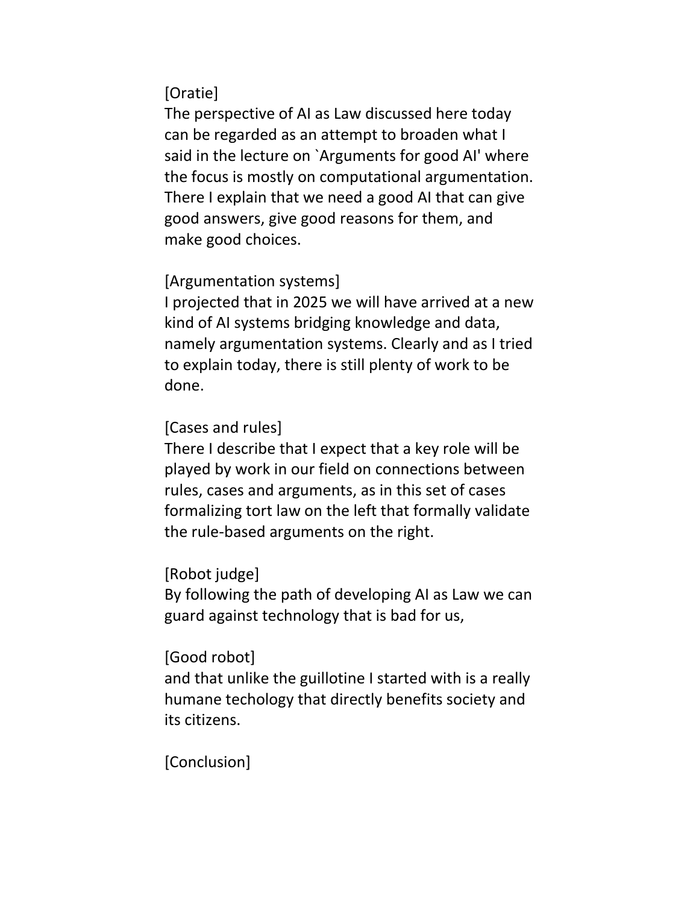[Oratie]
The perspective of AI as Law discussed here today can be regarded as an attempt to broaden what I said in the lecture on `Arguments for good AI' where the focus is mostly on computational argumentation. There I explain that we need a good AI that can give good answers, give good reasons for them, and make good choices.

[Argumentation systems]
I projected that in 2025 we will have arrived at a new kind of AI systems bridging knowledge and data, namely argumentation systems. Clearly and as I tried to explain today, there is still plenty of work to be done.

[Cases and rules]
There I describe that I expect that a key role will be played by work in our field on connections between rules, cases and arguments, as in this set of cases formalizing tort law on the left that formally validate the rule-based arguments on the right.

[Robot judge]
By following the path of developing AI as Law we can guard against technology that is bad for us,

[Good robot]
and that unlike the guillotine I started with is a really humane techology that directly benefits society and its citizens.

[Conclusion]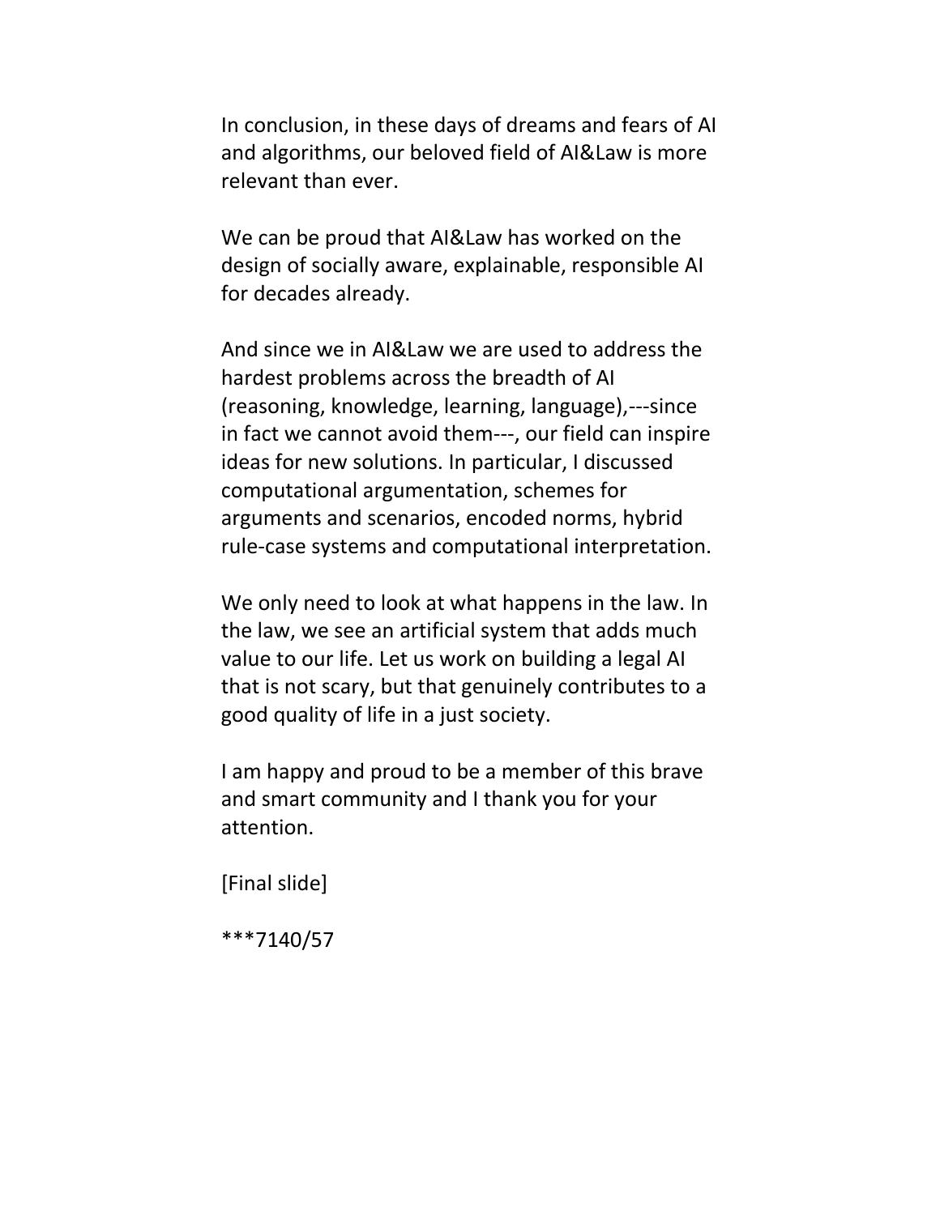In conclusion, in these days of dreams and fears of AI and algorithms, our beloved field of AI&Law is more relevant than ever.

We can be proud that AI&Law has worked on the design of socially aware, explainable, responsible AI for decades already.

And since we in AI&Law we are used to address the hardest problems across the breadth of AI (reasoning, knowledge, learning, language),---since in fact we cannot avoid them---, our field can inspire ideas for new solutions. In particular, I discussed computational argumentation, schemes for arguments and scenarios, encoded norms, hybrid rule-case systems and computational interpretation.

We only need to look at what happens in the law. In the law, we see an artificial system that adds much value to our life. Let us work on building a legal AI that is not scary, but that genuinely contributes to a good quality of life in a just society.

I am happy and proud to be a member of this brave and smart community and I thank you for your attention.

[Final slide]

***7140/57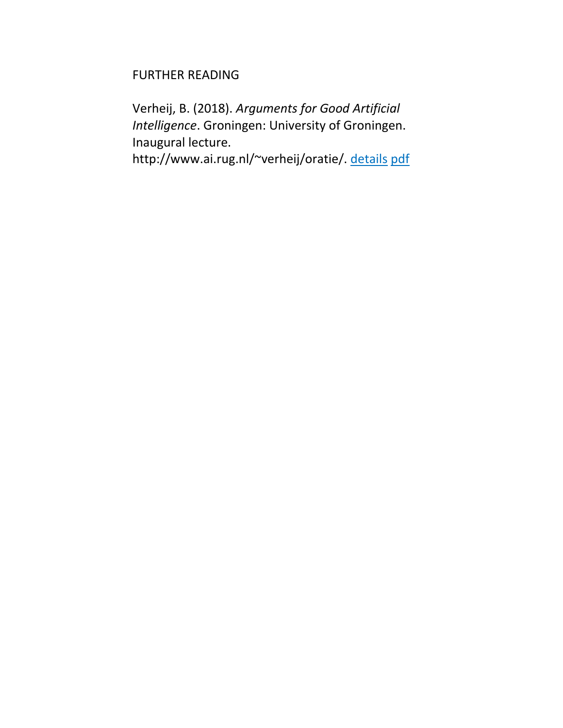FURTHER READING

Verheij, B. (2018). *Arguments for Good Artificial Intelligence*. Groningen: University of Groningen. Inaugural lecture. http://www.ai.rug.nl/~verheij/oratie/. details pdf